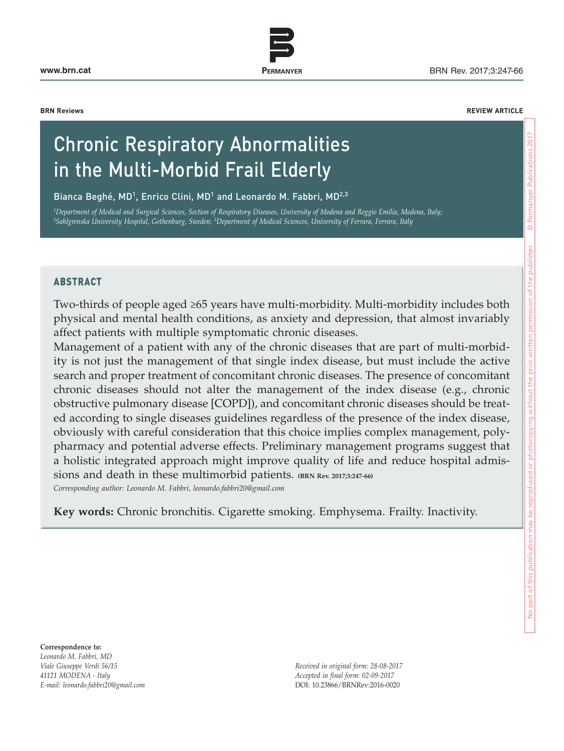BRN Reviews

REVIEW ARTICLE

# Chronic Respiratory Abnormalities in the Multi-Morbid Frail Elderly

Bianca Beghé, MD[1], Enrico Clini, MD[1] and Leonardo M. Fabbri, MD[2,3]

[1]*Department of Medical and Surgical Sciences, Section of Respiratory Diseases, University of Modena and Reggio Emilia, Modena, Italy;* [2]*Sahlgrenska University Hospital, Gothenburg, Sweden;* [3]*Department of Medical Sciences, University of Ferrara, Ferrara, Italy*

## ABSTRACT

Two-thirds of people aged ≥65 years have multi-morbidity. Multi-morbidity includes both physical and mental health conditions, as anxiety and depression, that almost invariably affect patients with multiple symptomatic chronic diseases.

Management of a patient with any of the chronic diseases that are part of multi-morbidity is not just the management of that single index disease, but must include the active search and proper treatment of concomitant chronic diseases. The presence of concomitant chronic diseases should not alter the management of the index disease (e.g., chronic obstructive pulmonary disease [COPD]), and concomitant chronic diseases should be treated according to single diseases guidelines regardless of the presence of the index disease, obviously with careful consideration that this choice implies complex management, polypharmacy and potential adverse effects. Preliminary management programs suggest that a holistic integrated approach might improve quality of life and reduce hospital admissions and death in these multimorbid patients. **(BRN Rev. 2017;3:247-66)**

*Corresponding author: Leonardo M. Fabbri, leonardo.fabbri20@gmail.com*

**Key words:** Chronic bronchitis. Cigarette smoking. Emphysema. Frailty. Inactivity.

**Correspondence to:**
*Leonardo M. Fabbri, MD*
*Viale Giuseppe Verdi 56/15*
*41121 MODENA - Italy*
*E-mail: leonardo.fabbri20@gmail.com*

*Received in original form: 28-08-2017*
*Accepted in final form: 02-09-2017*
DOI: 10.23866/BRNRev:2016-0020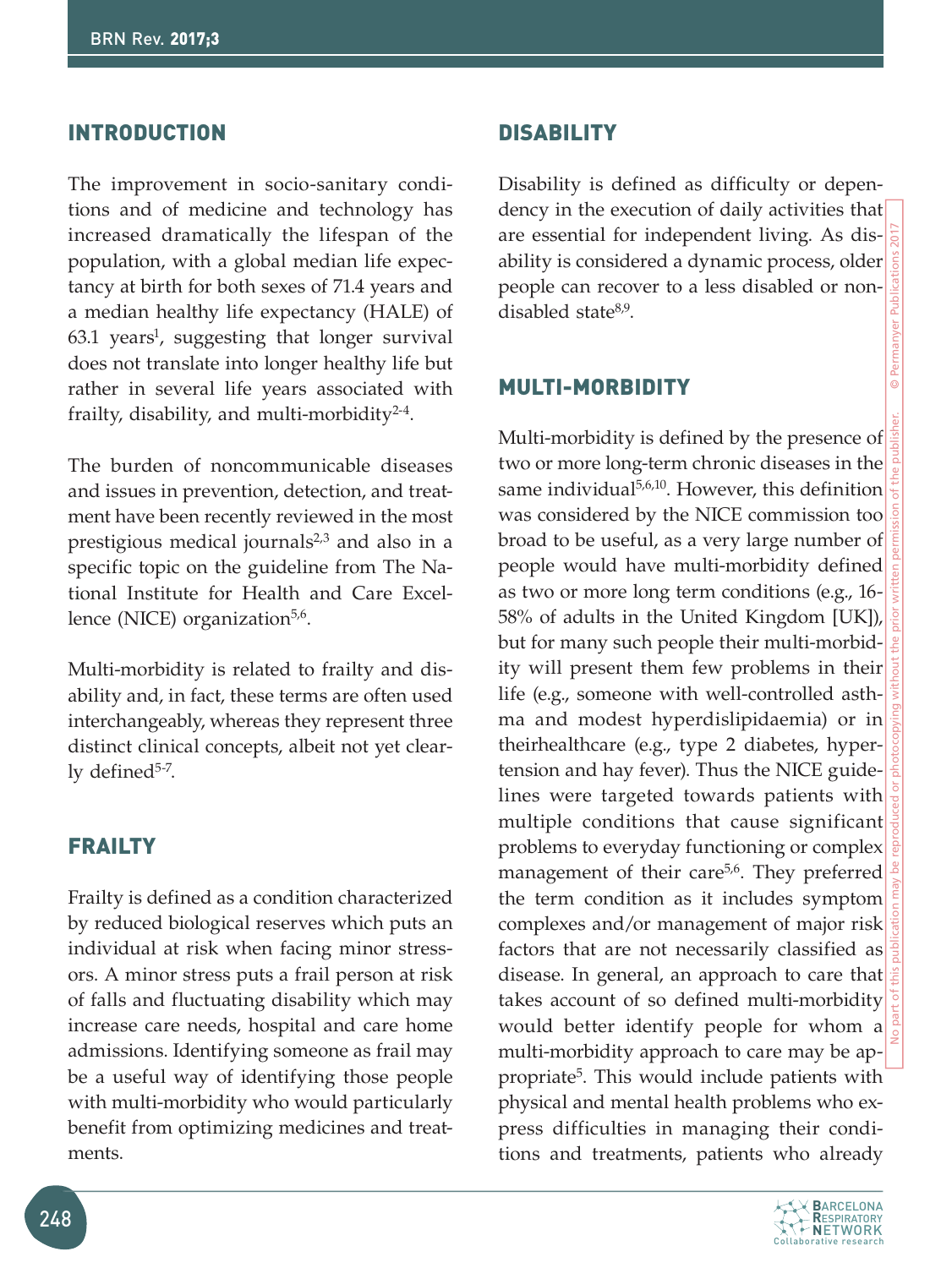## INTRODUCTION

The improvement in socio-sanitary conditions and of medicine and technology has increased dramatically the lifespan of the population, with a global median life expectancy at birth for both sexes of 71.4 years and a median healthy life expectancy (HALE) of 63.1 years[1], suggesting that longer survival does not translate into longer healthy life but rather in several life years associated with frailty, disability, and multi-morbidity[2-4].

The burden of noncommunicable diseases and issues in prevention, detection, and treatment have been recently reviewed in the most prestigious medical journals[2,3] and also in a specific topic on the guideline from The National Institute for Health and Care Excellence (NICE) organization[5,6].

Multi-morbidity is related to frailty and disability and, in fact, these terms are often used interchangeably, whereas they represent three distinct clinical concepts, albeit not yet clearly defined[5-7].

## FRAILTY

Frailty is defined as a condition characterized by reduced biological reserves which puts an individual at risk when facing minor stressors. A minor stress puts a frail person at risk of falls and fluctuating disability which may increase care needs, hospital and care home admissions. Identifying someone as frail may be a useful way of identifying those people with multi-morbidity who would particularly benefit from optimizing medicines and treatments.

## DISABILITY

Disability is defined as difficulty or dependency in the execution of daily activities that are essential for independent living. As disability is considered a dynamic process, older people can recover to a less disabled or non-disabled state[8,9].

## MULTI-MORBIDITY

Multi-morbidity is defined by the presence of two or more long-term chronic diseases in the same individual[5,6,10]. However, this definition was considered by the NICE commission too broad to be useful, as a very large number of people would have multi-morbidity defined as two or more long term conditions (e.g., 16-58% of adults in the United Kingdom [UK]), but for many such people their multi-morbidity will present them few problems in their life (e.g., someone with well-controlled asthma and modest hyperdislipidaemia) or in theirhealthcare (e.g., type 2 diabetes, hypertension and hay fever). Thus the NICE guidelines were targeted towards patients with multiple conditions that cause significant problems to everyday functioning or complex management of their care[5,6]. They preferred the term condition as it includes symptom complexes and/or management of major risk factors that are not necessarily classified as disease. In general, an approach to care that takes account of so defined multi-morbidity would better identify people for whom a multi-morbidity approach to care may be appropriate[5]. This would include patients with physical and mental health problems who express difficulties in managing their conditions and treatments, patients who already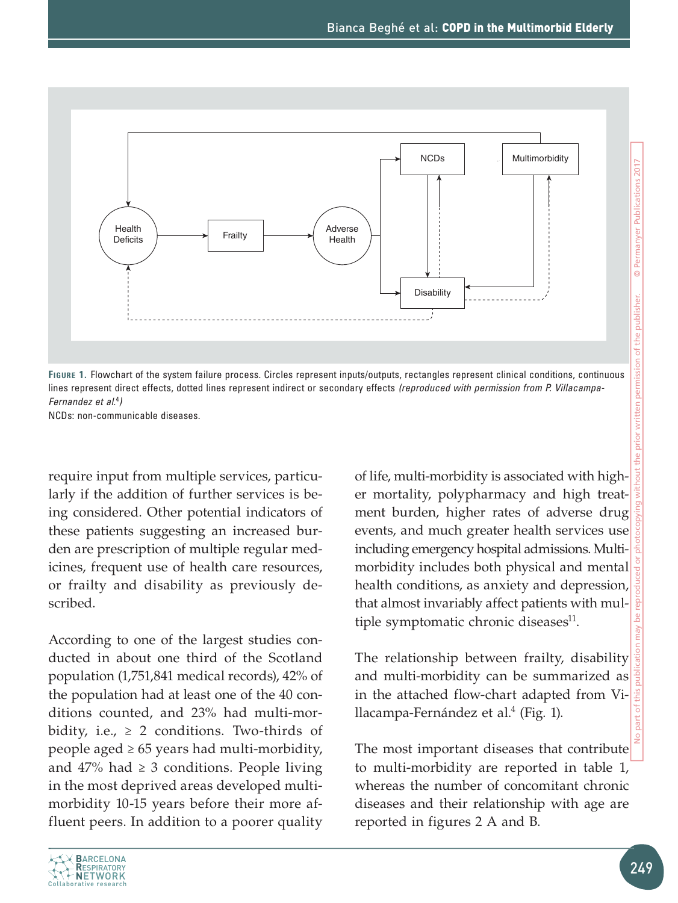**FIGURE 1.** Flowchart of the system failure process. Circles represent inputs/outputs, rectangles represent clinical conditions, continuous lines represent direct effects, dotted lines represent indirect or secondary effects *(reproduced with permission from P. Villacampa-Fernandez et al.[4])*

NCDs: non-communicable diseases.

require input from multiple services, particularly if the addition of further services is being considered. Other potential indicators of these patients suggesting an increased burden are prescription of multiple regular medicines, frequent use of health care resources, or frailty and disability as previously described.

According to one of the largest studies conducted in about one third of the Scotland population (1,751,841 medical records), 42% of the population had at least one of the 40 conditions counted, and 23% had multi-morbidity, i.e., ≥ 2 conditions. Two-thirds of people aged ≥ 65 years had multi-morbidity, and 47% had ≥ 3 conditions. People living in the most deprived areas developed multimorbidity 10-15 years before their more affluent peers. In addition to a poorer quality of life, multi-morbidity is associated with higher mortality, polypharmacy and high treatment burden, higher rates of adverse drug events, and much greater health services use including emergency hospital admissions. Multimorbidity includes both physical and mental health conditions, as anxiety and depression, that almost invariably affect patients with multiple symptomatic chronic diseases[11].

The relationship between frailty, disability and multi-morbidity can be summarized as in the attached flow-chart adapted from Villacampa-Fernández et al.[4] (Fig. 1).

The most important diseases that contribute to multi-morbidity are reported in table 1, whereas the number of concomitant chronic diseases and their relationship with age are reported in figures 2 A and B.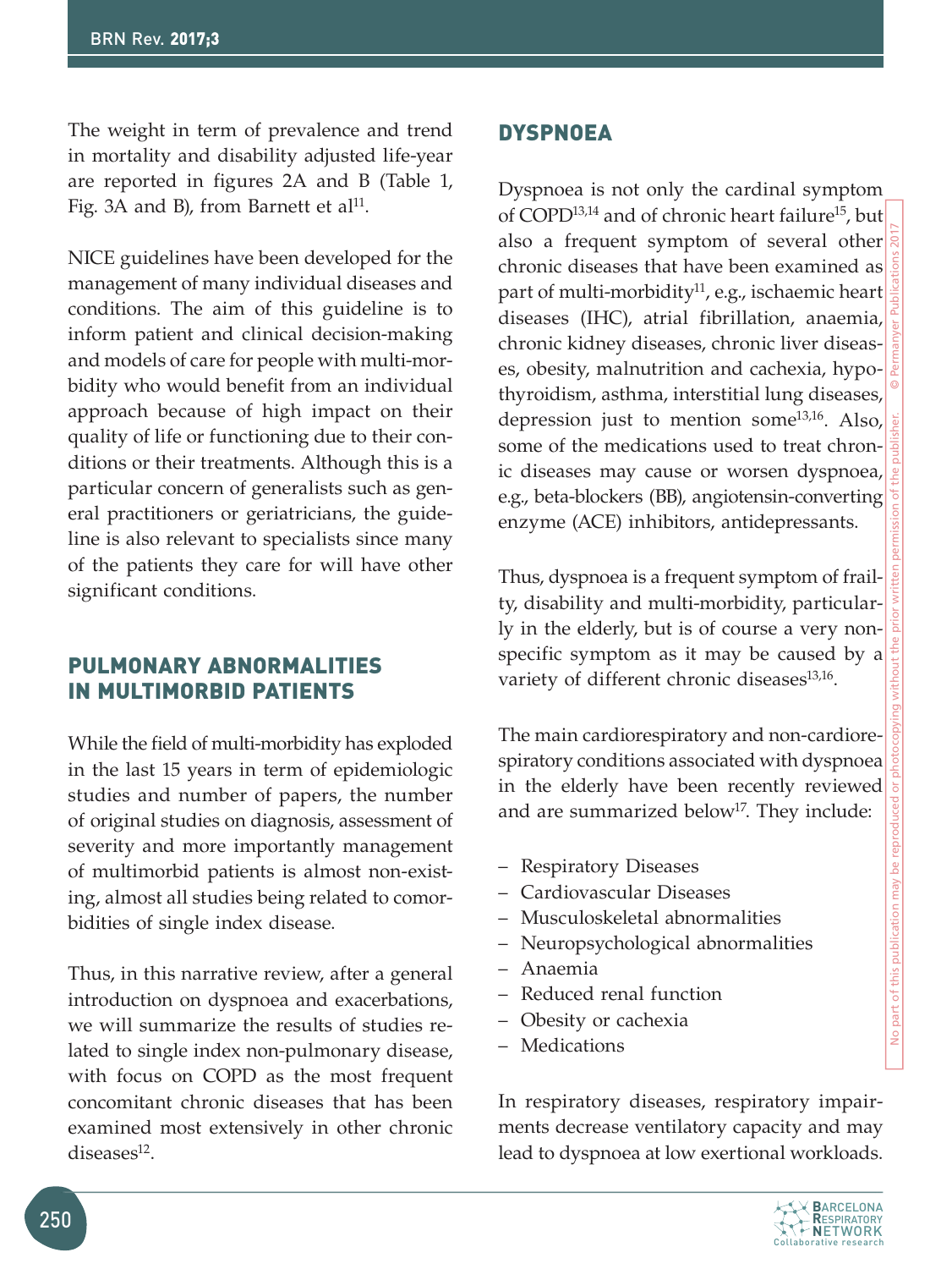The weight in term of prevalence and trend in mortality and disability adjusted life-year are reported in figures 2A and B (Table 1, Fig. 3A and B), from Barnett et al[11].

NICE guidelines have been developed for the management of many individual diseases and conditions. The aim of this guideline is to inform patient and clinical decision-making and models of care for people with multi-morbidity who would benefit from an individual approach because of high impact on their quality of life or functioning due to their conditions or their treatments. Although this is a particular concern of generalists such as general practitioners or geriatricians, the guideline is also relevant to specialists since many of the patients they care for will have other significant conditions.

## PULMONARY ABNORMALITIES IN MULTIMORBID PATIENTS

While the field of multi-morbidity has exploded in the last 15 years in term of epidemiologic studies and number of papers, the number of original studies on diagnosis, assessment of severity and more importantly management of multimorbid patients is almost non-existing, almost all studies being related to comorbidities of single index disease.

Thus, in this narrative review, after a general introduction on dyspnoea and exacerbations, we will summarize the results of studies related to single index non-pulmonary disease, with focus on COPD as the most frequent concomitant chronic diseases that has been examined most extensively in other chronic diseases[12].

## DYSPNOEA

Dyspnoea is not only the cardinal symptom of COPD[13,14] and of chronic heart failure[15], but also a frequent symptom of several other chronic diseases that have been examined as part of multi-morbidity[11], e.g., ischaemic heart diseases (IHC), atrial fibrillation, anaemia, chronic kidney diseases, chronic liver diseases, obesity, malnutrition and cachexia, hypothyroidism, asthma, interstitial lung diseases, depression just to mention some[13,16]. Also, some of the medications used to treat chronic diseases may cause or worsen dyspnoea, e.g., beta-blockers (BB), angiotensin-converting enzyme (ACE) inhibitors, antidepressants.

Thus, dyspnoea is a frequent symptom of frailty, disability and multi-morbidity, particularly in the elderly, but is of course a very nonspecific symptom as it may be caused by a variety of different chronic diseases[13,16].

The main cardiorespiratory and non-cardiorespiratory conditions associated with dyspnoea in the elderly have been recently reviewed and are summarized below[17]. They include:

- Respiratory Diseases
- Cardiovascular Diseases
- Musculoskeletal abnormalities
- Neuropsychological abnormalities
- Anaemia
- Reduced renal function
- Obesity or cachexia
- Medications

In respiratory diseases, respiratory impairments decrease ventilatory capacity and may lead to dyspnoea at low exertional workloads.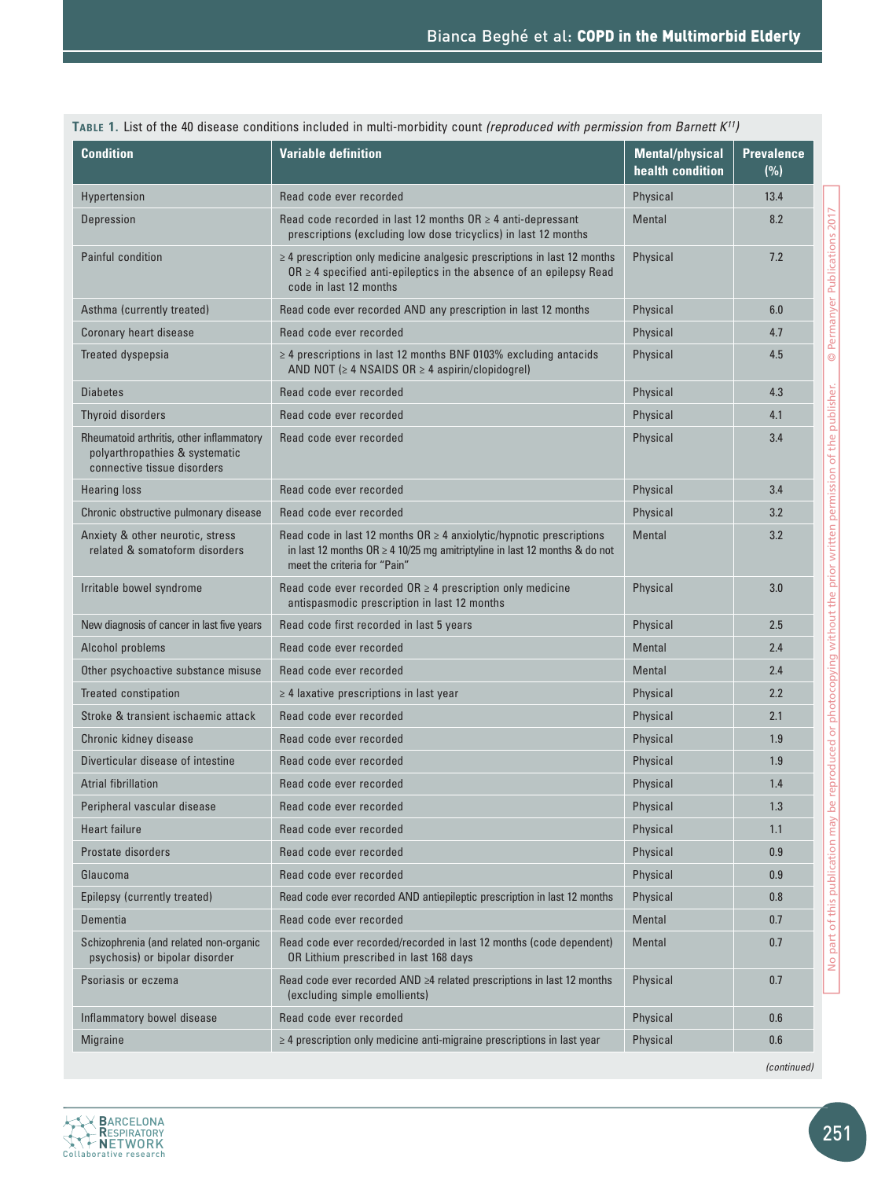**TABLE 1.** List of the 40 disease conditions included in multi-morbidity count *(reproduced with permission from Barnett K[11])*

| Condition | Variable definition | Mental/physical health condition | Prevalence (%) |
|---|---|---|---|
| Hypertension | Read code ever recorded | Physical | 13.4 |
| Depression | Read code recorded in last 12 months OR ≥ 4 anti-depressant prescriptions (excluding low dose tricyclics) in last 12 months | Mental | 8.2 |
| Painful condition | ≥ 4 prescription only medicine analgesic prescriptions in last 12 months OR ≥ 4 specified anti-epileptics in the absence of an epilepsy Read code in last 12 months | Physical | 7.2 |
| Asthma (currently treated) | Read code ever recorded AND any prescription in last 12 months | Physical | 6.0 |
| Coronary heart disease | Read code ever recorded | Physical | 4.7 |
| Treated dyspepsia | ≥ 4 prescriptions in last 12 months BNF 0103% excluding antacids AND NOT (≥ 4 NSAIDS OR ≥ 4 aspirin/clopidogrel) | Physical | 4.5 |
| Diabetes | Read code ever recorded | Physical | 4.3 |
| Thyroid disorders | Read code ever recorded | Physical | 4.1 |
| Rheumatoid arthritis, other inflammatory polyarthropathies & systematic connective tissue disorders | Read code ever recorded | Physical | 3.4 |
| Hearing loss | Read code ever recorded | Physical | 3.4 |
| Chronic obstructive pulmonary disease | Read code ever recorded | Physical | 3.2 |
| Anxiety & other neurotic, stress related & somatoform disorders | Read code in last 12 months OR ≥ 4 anxiolytic/hypnotic prescriptions in last 12 months OR ≥ 4 10/25 mg amitriptyline in last 12 months & do not meet the criteria for "Pain" | Mental | 3.2 |
| Irritable bowel syndrome | Read code ever recorded OR ≥ 4 prescription only medicine antispasmodic prescription in last 12 months | Physical | 3.0 |
| New diagnosis of cancer in last five years | Read code first recorded in last 5 years | Physical | 2.5 |
| Alcohol problems | Read code ever recorded | Mental | 2.4 |
| Other psychoactive substance misuse | Read code ever recorded | Mental | 2.4 |
| Treated constipation | ≥ 4 laxative prescriptions in last year | Physical | 2.2 |
| Stroke & transient ischaemic attack | Read code ever recorded | Physical | 2.1 |
| Chronic kidney disease | Read code ever recorded | Physical | 1.9 |
| Diverticular disease of intestine | Read code ever recorded | Physical | 1.9 |
| Atrial fibrillation | Read code ever recorded | Physical | 1.4 |
| Peripheral vascular disease | Read code ever recorded | Physical | 1.3 |
| Heart failure | Read code ever recorded | Physical | 1.1 |
| Prostate disorders | Read code ever recorded | Physical | 0.9 |
| Glaucoma | Read code ever recorded | Physical | 0.9 |
| Epilepsy (currently treated) | Read code ever recorded AND antiepileptic prescription in last 12 months | Physical | 0.8 |
| Dementia | Read code ever recorded | Mental | 0.7 |
| Schizophrenia (and related non-organic psychosis) or bipolar disorder | Read code ever recorded/recorded in last 12 months (code dependent) OR Lithium prescribed in last 168 days | Mental | 0.7 |
| Psoriasis or eczema | Read code ever recorded AND ≥4 related prescriptions in last 12 months (excluding simple emollients) | Physical | 0.7 |
| Inflammatory bowel disease | Read code ever recorded | Physical | 0.6 |
| Migraine | ≥ 4 prescription only medicine anti-migraine prescriptions in last year | Physical | 0.6 |

*(continued)*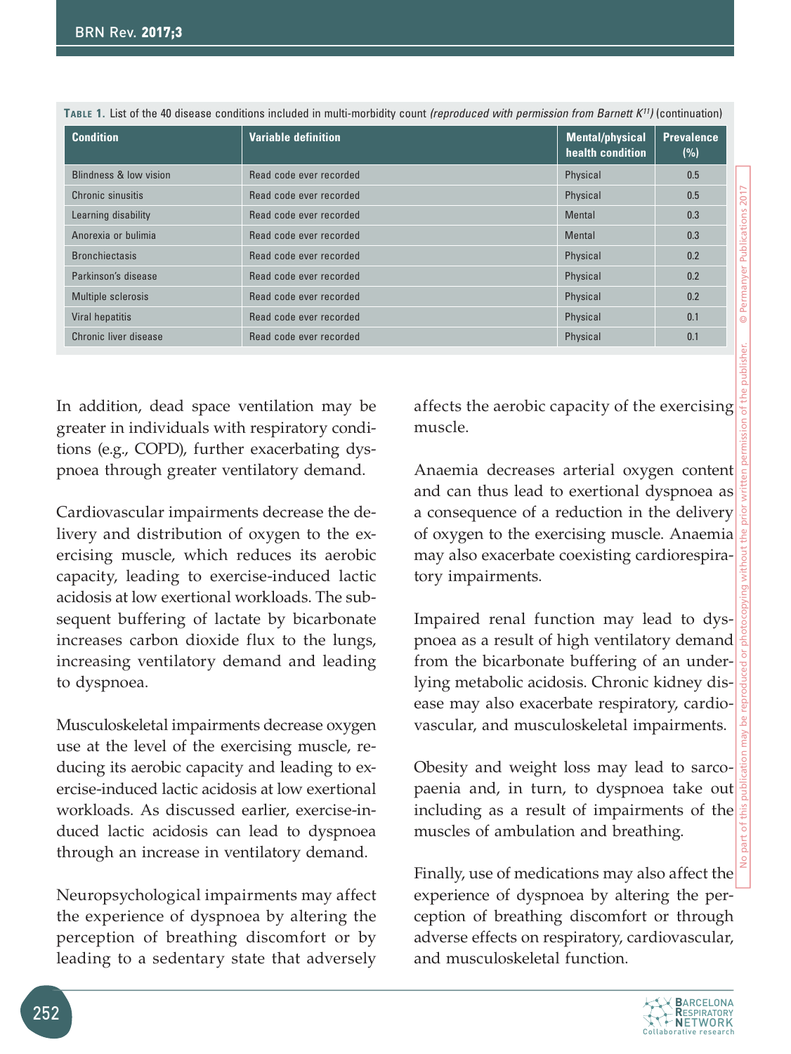**Table 1.** List of the 40 disease conditions included in multi-morbidity count *(reproduced with permission from Barnett K[11])* (continuation)

| Condition | Variable definition | Mental/physical health condition | Prevalence (%) |
|---|---|---|---|
| Blindness & low vision | Read code ever recorded | Physical | 0.5 |
| Chronic sinusitis | Read code ever recorded | Physical | 0.5 |
| Learning disability | Read code ever recorded | Mental | 0.3 |
| Anorexia or bulimia | Read code ever recorded | Mental | 0.3 |
| Bronchiectasis | Read code ever recorded | Physical | 0.2 |
| Parkinson's disease | Read code ever recorded | Physical | 0.2 |
| Multiple sclerosis | Read code ever recorded | Physical | 0.2 |
| Viral hepatitis | Read code ever recorded | Physical | 0.1 |
| Chronic liver disease | Read code ever recorded | Physical | 0.1 |

In addition, dead space ventilation may be greater in individuals with respiratory conditions (e.g., COPD), further exacerbating dyspnoea through greater ventilatory demand.

Cardiovascular impairments decrease the delivery and distribution of oxygen to the exercising muscle, which reduces its aerobic capacity, leading to exercise-induced lactic acidosis at low exertional workloads. The subsequent buffering of lactate by bicarbonate increases carbon dioxide flux to the lungs, increasing ventilatory demand and leading to dyspnoea.

Musculoskeletal impairments decrease oxygen use at the level of the exercising muscle, reducing its aerobic capacity and leading to exercise-induced lactic acidosis at low exertional workloads. As discussed earlier, exercise-induced lactic acidosis can lead to dyspnoea through an increase in ventilatory demand.

Neuropsychological impairments may affect the experience of dyspnoea by altering the perception of breathing discomfort or by leading to a sedentary state that adversely affects the aerobic capacity of the exercising muscle.

Anaemia decreases arterial oxygen content and can thus lead to exertional dyspnoea as a consequence of a reduction in the delivery of oxygen to the exercising muscle. Anaemia may also exacerbate coexisting cardiorespiratory impairments.

Impaired renal function may lead to dyspnoea as a result of high ventilatory demand from the bicarbonate buffering of an underlying metabolic acidosis. Chronic kidney disease may also exacerbate respiratory, cardiovascular, and musculoskeletal impairments.

Obesity and weight loss may lead to sarcopaenia and, in turn, to dyspnoea take out including as a result of impairments of the muscles of ambulation and breathing.

Finally, use of medications may also affect the experience of dyspnoea by altering the perception of breathing discomfort or through adverse effects on respiratory, cardiovascular, and musculoskeletal function.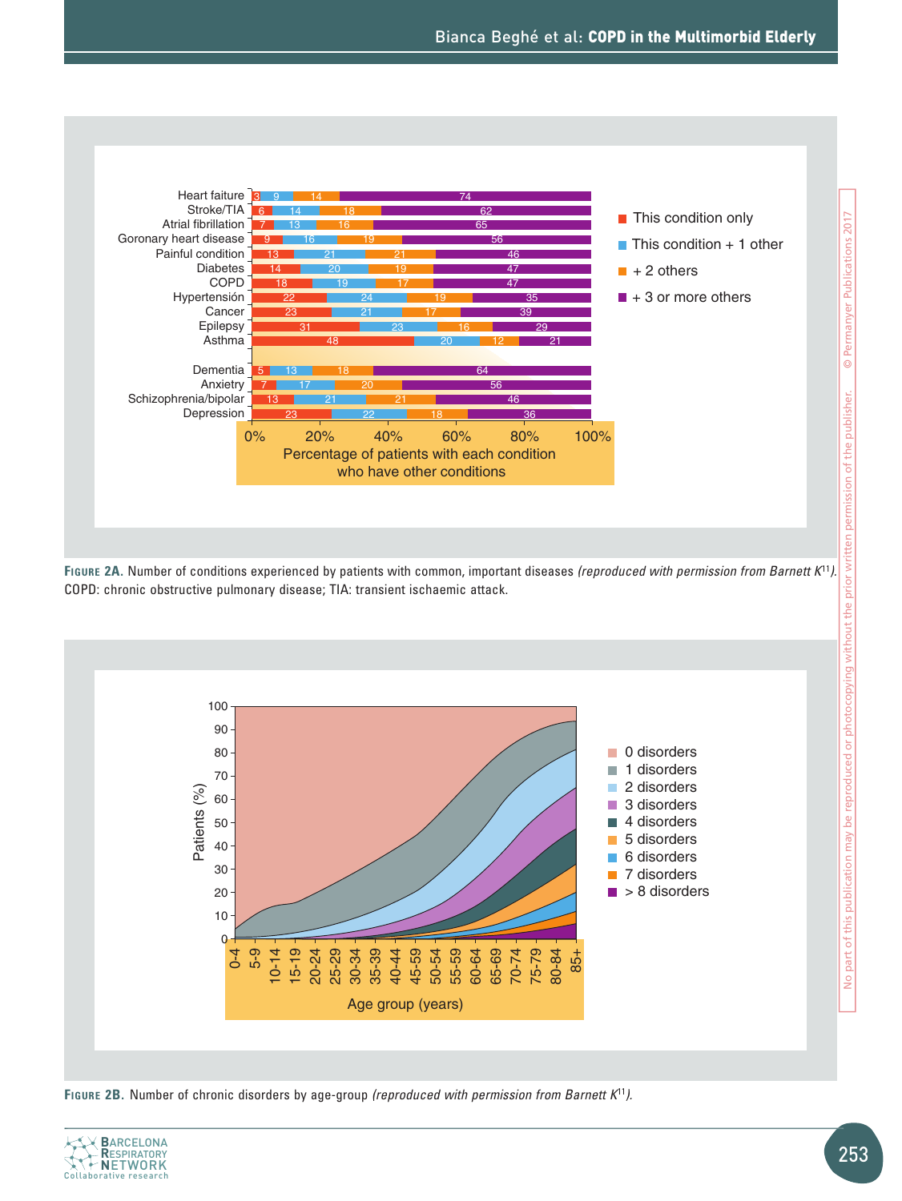Figure 2A data (percentage of patients with each condition who have other conditions):

| Condition | This condition only | This condition + 1 other | + 2 others | + 3 or more others |
|---|---|---|---|---|
| Heart faiture | 3 | 9 | 14 | 74 |
| Stroke/TIA | 6 | 14 | 18 | 62 |
| Atrial fibrillation | 7 | 13 | 16 | 65 |
| Goronary heart disease | 9 | 16 | 19 | 56 |
| Painful condition | 13 | 21 | 21 | 46 |
| Diabetes | 14 | 20 | 19 | 47 |
| COPD | 18 | 19 | 17 | 47 |
| Hypertensión | 22 | 24 | 19 | 35 |
| Cancer | 23 | 21 | 17 | 39 |
| Epilepsy | 31 | 23 | 16 | 29 |
| Asthma | 48 | 20 | 12 | 21 |
| Dementia | 5 | 13 | 18 | 64 |
| Anxiety | 7 | 17 | 20 | 56 |
| Schizophrenia/bipolar | 13 | 21 | 21 | 46 |
| Depression | 23 | 22 | 18 | 36 |

**Figure 2A.** Number of conditions experienced by patients with common, important diseases *(reproduced with permission from Barnett K[11])*. COPD: chronic obstructive pulmonary disease; TIA: transient ischaemic attack.

**Figure 2B.** Number of chronic disorders by age-group *(reproduced with permission from Barnett K[11])*.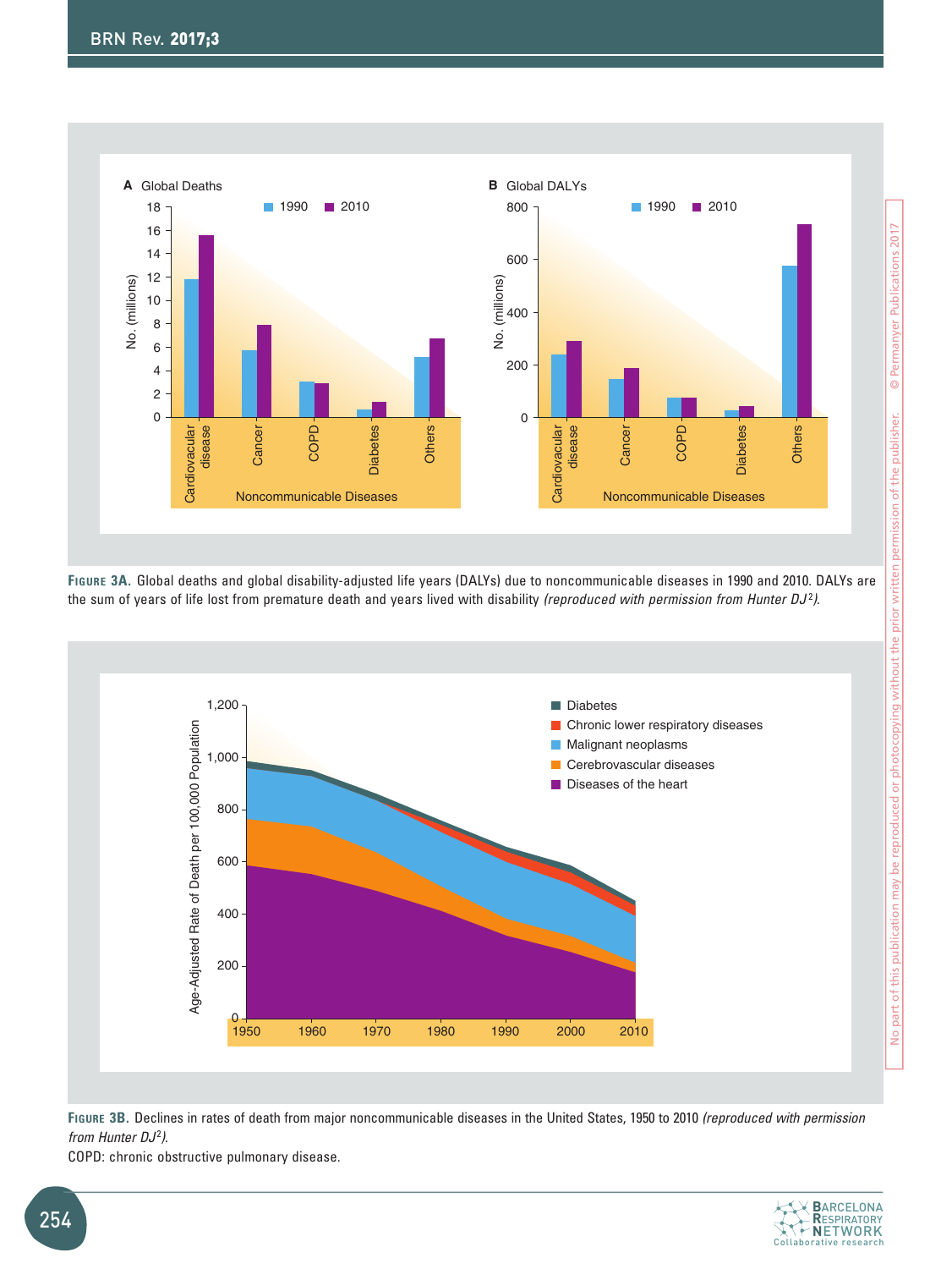**FIGURE 3A.** Global deaths and global disability-adjusted life years (DALYs) due to noncommunicable diseases in 1990 and 2010. DALYs are the sum of years of life lost from premature death and years lived with disability *(reproduced with permission from Hunter DJ[2])*.

**FIGURE 3B.** Declines in rates of death from major noncommunicable diseases in the United States, 1950 to 2010 *(reproduced with permission from Hunter DJ[2])*.

COPD: chronic obstructive pulmonary disease.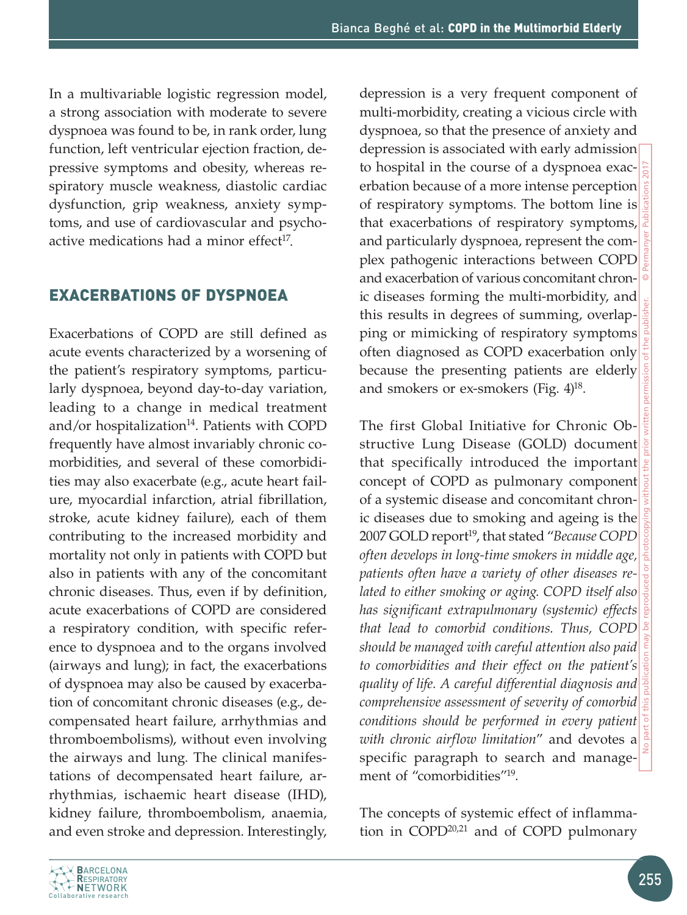In a multivariable logistic regression model, a strong association with moderate to severe dyspnoea was found to be, in rank order, lung function, left ventricular ejection fraction, depressive symptoms and obesity, whereas respiratory muscle weakness, diastolic cardiac dysfunction, grip weakness, anxiety symptoms, and use of cardiovascular and psychoactive medications had a minor effect[17].

## EXACERBATIONS OF DYSPNOEA

Exacerbations of COPD are still defined as acute events characterized by a worsening of the patient's respiratory symptoms, particularly dyspnoea, beyond day-to-day variation, leading to a change in medical treatment and/or hospitalization[14]. Patients with COPD frequently have almost invariably chronic comorbidities, and several of these comorbidities may also exacerbate (e.g., acute heart failure, myocardial infarction, atrial fibrillation, stroke, acute kidney failure), each of them contributing to the increased morbidity and mortality not only in patients with COPD but also in patients with any of the concomitant chronic diseases. Thus, even if by definition, acute exacerbations of COPD are considered a respiratory condition, with specific reference to dyspnoea and to the organs involved (airways and lung); in fact, the exacerbations of dyspnoea may also be caused by exacerbation of concomitant chronic diseases (e.g., decompensated heart failure, arrhythmias and thromboembolisms), without even involving the airways and lung. The clinical manifestations of decompensated heart failure, arrhythmias, ischaemic heart disease (IHD), kidney failure, thromboembolism, anaemia, and even stroke and depression. Interestingly, depression is a very frequent component of multi-morbidity, creating a vicious circle with dyspnoea, so that the presence of anxiety and depression is associated with early admission to hospital in the course of a dyspnoea exacerbation because of a more intense perception of respiratory symptoms. The bottom line is that exacerbations of respiratory symptoms, and particularly dyspnoea, represent the complex pathogenic interactions between COPD and exacerbation of various concomitant chronic diseases forming the multi-morbidity, and this results in degrees of summing, overlapping or mimicking of respiratory symptoms often diagnosed as COPD exacerbation only because the presenting patients are elderly and smokers or ex-smokers (Fig. 4)[18].

The first Global Initiative for Chronic Obstructive Lung Disease (GOLD) document that specifically introduced the important concept of COPD as pulmonary component of a systemic disease and concomitant chronic diseases due to smoking and ageing is the 2007 GOLD report[19], that stated "*Because COPD often develops in long-time smokers in middle age, patients often have a variety of other diseases related to either smoking or aging. COPD itself also has significant extrapulmonary (systemic) effects that lead to comorbid conditions. Thus, COPD should be managed with careful attention also paid to comorbidities and their effect on the patient's quality of life. A careful differential diagnosis and comprehensive assessment of severity of comorbid conditions should be performed in every patient with chronic airflow limitation*" and devotes a specific paragraph to search and management of "comorbidities"[19].

The concepts of systemic effect of inflammation in COPD[20,21] and of COPD pulmonary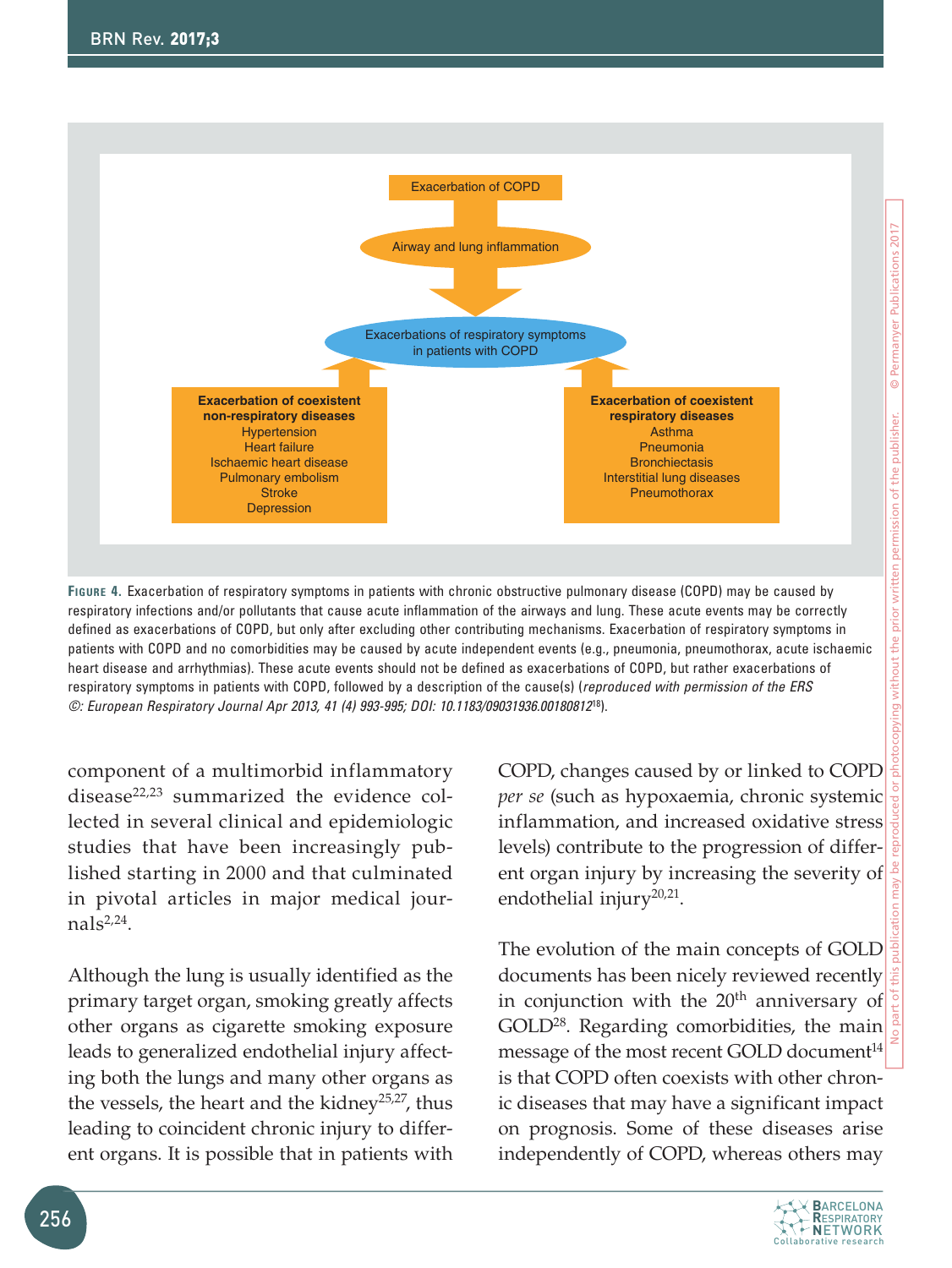Exacerbation of COPD

Airway and lung inflammation

Exacerbations of respiratory symptoms in patients with COPD

**Exacerbation of coexistent non-respiratory diseases**
Hypertension
Heart failure
Ischaemic heart disease
Pulmonary embolism
Stroke
Depression

**Exacerbation of coexistent respiratory diseases**
Asthma
Pneumonia
Bronchiectasis
Interstitial lung diseases
Pneumothorax

**Figure 4.** Exacerbation of respiratory symptoms in patients with chronic obstructive pulmonary disease (COPD) may be caused by respiratory infections and/or pollutants that cause acute inflammation of the airways and lung. These acute events may be correctly defined as exacerbations of COPD, but only after excluding other contributing mechanisms. Exacerbation of respiratory symptoms in patients with COPD and no comorbidities may be caused by acute independent events (e.g., pneumonia, pneumothorax, acute ischaemic heart disease and arrhythmias). These acute events should not be defined as exacerbations of COPD, but rather exacerbations of respiratory symptoms in patients with COPD, followed by a description of the cause(s) (*reproduced with permission of the ERS ©: European Respiratory Journal Apr 2013, 41 (4) 993-995; DOI: 10.1183/09031936.00180812*[18]).

component of a multimorbid inflammatory disease[22,23] summarized the evidence collected in several clinical and epidemiologic studies that have been increasingly published starting in 2000 and that culminated in pivotal articles in major medical journals[2,24].

Although the lung is usually identified as the primary target organ, smoking greatly affects other organs as cigarette smoking exposure leads to generalized endothelial injury affecting both the lungs and many other organs as the vessels, the heart and the kidney[25,27], thus leading to coincident chronic injury to different organs. It is possible that in patients with COPD, changes caused by or linked to COPD *per se* (such as hypoxaemia, chronic systemic inflammation, and increased oxidative stress levels) contribute to the progression of different organ injury by increasing the severity of endothelial injury[20,21].

The evolution of the main concepts of GOLD documents has been nicely reviewed recently in conjunction with the 20th anniversary of GOLD[28]. Regarding comorbidities, the main message of the most recent GOLD document[14] is that COPD often coexists with other chronic diseases that may have a significant impact on prognosis. Some of these diseases arise independently of COPD, whereas others may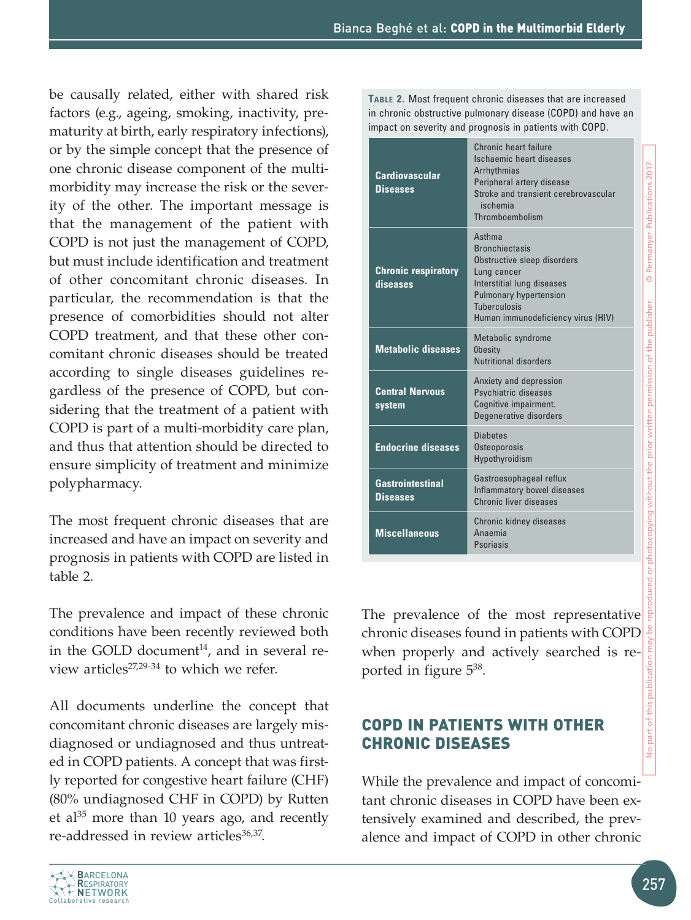be causally related, either with shared risk factors (e.g., ageing, smoking, inactivity, prematurity at birth, early respiratory infections), or by the simple concept that the presence of one chronic disease component of the multimorbidity may increase the risk or the severity of the other. The important message is that the management of the patient with COPD is not just the management of COPD, but must include identification and treatment of other concomitant chronic diseases. In particular, the recommendation is that the presence of comorbidities should not alter COPD treatment, and that these other concomitant chronic diseases should be treated according to single diseases guidelines regardless of the presence of COPD, but considering that the treatment of a patient with COPD is part of a multi-morbidity care plan, and thus that attention should be directed to ensure simplicity of treatment and minimize polypharmacy.

The most frequent chronic diseases that are increased and have an impact on severity and prognosis in patients with COPD are listed in table 2.

**Table 2.** Most frequent chronic diseases that are increased in chronic obstructive pulmonary disease (COPD) and have an impact on severity and prognosis in patients with COPD.

| | |
|---|---|
| **Cardiovascular Diseases** | Chronic heart failure<br>Ischaemic heart diseases<br>Arrhythmias<br>Peripheral artery disease<br>Stroke and transient cerebrovascular ischemia<br>Thromboembolism |
| **Chronic respiratory diseases** | Asthma<br>Bronchiectasis<br>Obstructive sleep disorders<br>Lung cancer<br>Interstitial lung diseases<br>Pulmonary hypertension<br>Tuberculosis<br>Human immunodeficiency virus (HIV) |
| **Metabolic diseases** | Metabolic syndrome<br>Obesity<br>Nutritional disorders |
| **Central Nervous system** | Anxiety and depression<br>Psychiatric diseases<br>Cognitive impairment.<br>Degenerative disorders |
| **Endocrine diseases** | Diabetes<br>Osteoporosis<br>Hypothyroidism |
| **Gastrointestinal Diseases** | Gastroesophageal reflux<br>Inflammatory bowel diseases<br>Chronic liver diseases |
| **Miscellaneous** | Chronic kidney diseases<br>Anaemia<br>Psoriasis |

The prevalence and impact of these chronic conditions have been recently reviewed both in the GOLD document[14], and in several review articles[27,29-34] to which we refer.

All documents underline the concept that concomitant chronic diseases are largely misdiagnosed or undiagnosed and thus untreated in COPD patients. A concept that was firstly reported for congestive heart failure (CHF) (80% undiagnosed CHF in COPD) by Rutten et al[35] more than 10 years ago, and recently re-addressed in review articles[36,37].

The prevalence of the most representative chronic diseases found in patients with COPD when properly and actively searched is reported in figure 5[38].

## COPD IN PATIENTS WITH OTHER CHRONIC DISEASES

While the prevalence and impact of concomitant chronic diseases in COPD have been extensively examined and described, the prevalence and impact of COPD in other chronic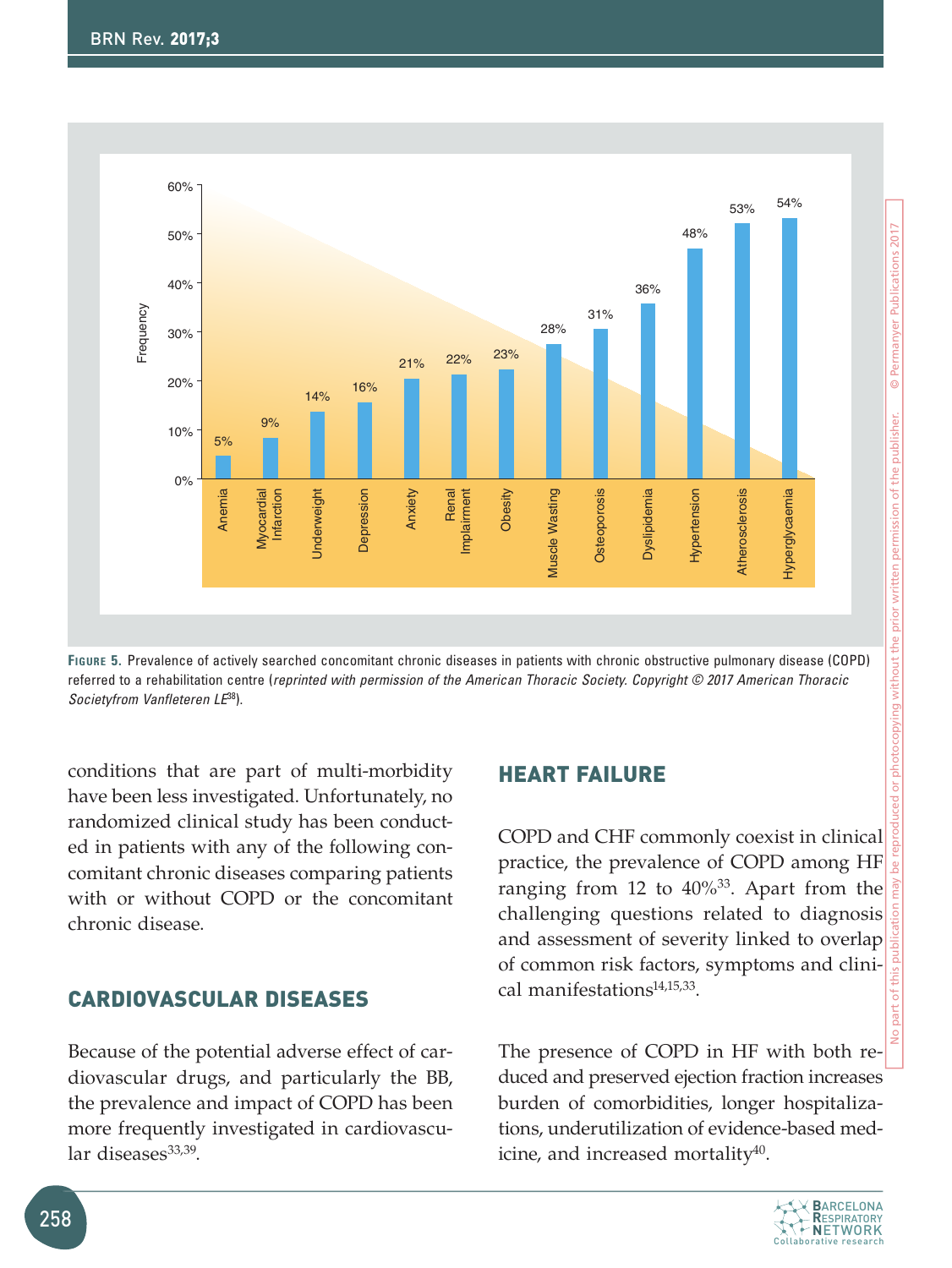FIGURE 5. Prevalence of actively searched concomitant chronic diseases in patients with chronic obstructive pulmonary disease (COPD) referred to a rehabilitation centre (*reprinted with permission of the American Thoracic Society. Copyright © 2017 American Thoracic Societyfrom Vanfleteren LE*[38]).

conditions that are part of multi-morbidity have been less investigated. Unfortunately, no randomized clinical study has been conducted in patients with any of the following concomitant chronic diseases comparing patients with or without COPD or the concomitant chronic disease.

## CARDIOVASCULAR DISEASES

Because of the potential adverse effect of cardiovascular drugs, and particularly the BB, the prevalence and impact of COPD has been more frequently investigated in cardiovascular diseases[33,39].

## HEART FAILURE

COPD and CHF commonly coexist in clinical practice, the prevalence of COPD among HF ranging from 12 to 40%[33]. Apart from the challenging questions related to diagnosis and assessment of severity linked to overlap of common risk factors, symptoms and clinical manifestations[14,15,33].

The presence of COPD in HF with both reduced and preserved ejection fraction increases burden of comorbidities, longer hospitalizations, underutilization of evidence-based medicine, and increased mortality[40].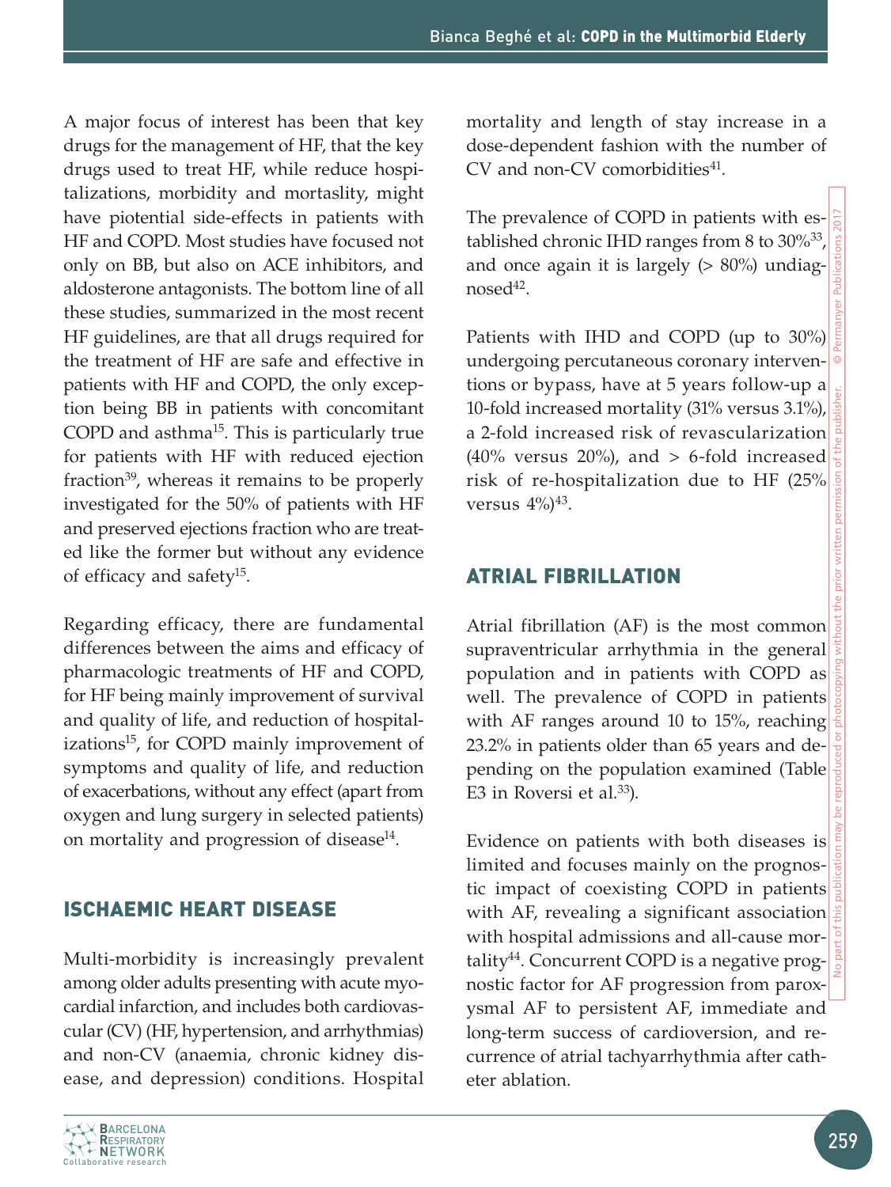A major focus of interest has been that key drugs for the management of HF, that the key drugs used to treat HF, while reduce hospitalizations, morbidity and mortaslity, might have piotential side-effects in patients with HF and COPD. Most studies have focused not only on BB, but also on ACE inhibitors, and aldosterone antagonists. The bottom line of all these studies, summarized in the most recent HF guidelines, are that all drugs required for the treatment of HF are safe and effective in patients with HF and COPD, the only exception being BB in patients with concomitant COPD and asthma[15]. This is particularly true for patients with HF with reduced ejection fraction[39], whereas it remains to be properly investigated for the 50% of patients with HF and preserved ejections fraction who are treated like the former but without any evidence of efficacy and safety[15].

Regarding efficacy, there are fundamental differences between the aims and efficacy of pharmacologic treatments of HF and COPD, for HF being mainly improvement of survival and quality of life, and reduction of hospitalizations[15], for COPD mainly improvement of symptoms and quality of life, and reduction of exacerbations, without any effect (apart from oxygen and lung surgery in selected patients) on mortality and progression of disease[14].

## ISCHAEMIC HEART DISEASE

Multi-morbidity is increasingly prevalent among older adults presenting with acute myocardial infarction, and includes both cardiovascular (CV) (HF, hypertension, and arrhythmias) and non-CV (anaemia, chronic kidney disease, and depression) conditions. Hospital mortality and length of stay increase in a dose-dependent fashion with the number of CV and non-CV comorbidities[41].

The prevalence of COPD in patients with established chronic IHD ranges from 8 to 30%[33], and once again it is largely (> 80%) undiagnosed[42].

Patients with IHD and COPD (up to 30%) undergoing percutaneous coronary interventions or bypass, have at 5 years follow-up a 10-fold increased mortality (31% versus 3.1%), a 2-fold increased risk of revascularization (40% versus 20%), and > 6-fold increased risk of re-hospitalization due to HF (25% versus 4%)[43].

## ATRIAL FIBRILLATION

Atrial fibrillation (AF) is the most common supraventricular arrhythmia in the general population and in patients with COPD as well. The prevalence of COPD in patients with AF ranges around 10 to 15%, reaching 23.2% in patients older than 65 years and depending on the population examined (Table E3 in Roversi et al.[33]).

Evidence on patients with both diseases is limited and focuses mainly on the prognostic impact of coexisting COPD in patients with AF, revealing a significant association with hospital admissions and all-cause mortality[44]. Concurrent COPD is a negative prognostic factor for AF progression from paroxysmal AF to persistent AF, immediate and long-term success of cardioversion, and recurrence of atrial tachyarrhythmia after catheter ablation.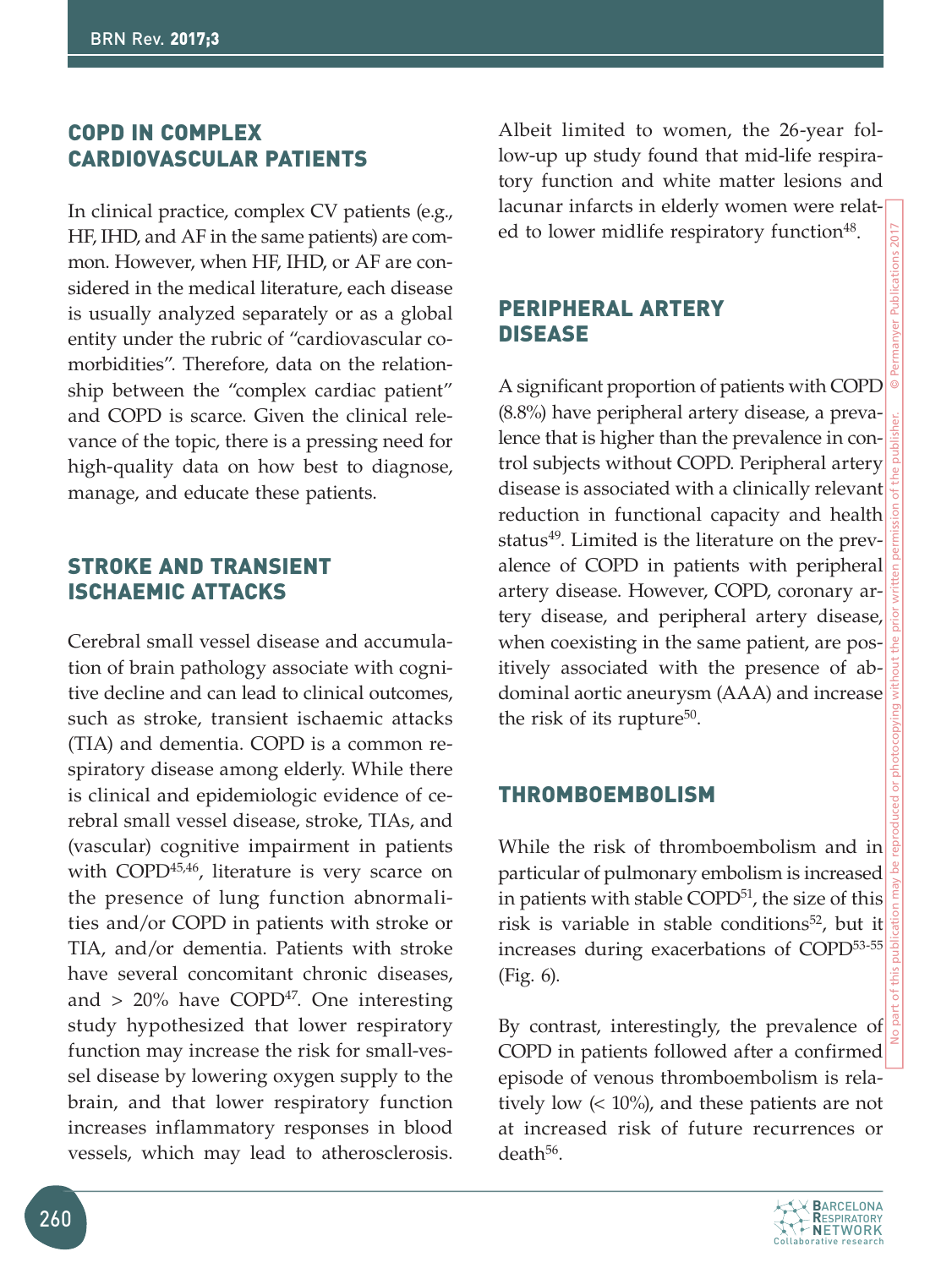## COPD IN COMPLEX CARDIOVASCULAR PATIENTS

In clinical practice, complex CV patients (e.g., HF, IHD, and AF in the same patients) are common. However, when HF, IHD, or AF are considered in the medical literature, each disease is usually analyzed separately or as a global entity under the rubric of "cardiovascular comorbidities". Therefore, data on the relationship between the "complex cardiac patient" and COPD is scarce. Given the clinical relevance of the topic, there is a pressing need for high-quality data on how best to diagnose, manage, and educate these patients.

## STROKE AND TRANSIENT ISCHAEMIC ATTACKS

Cerebral small vessel disease and accumulation of brain pathology associate with cognitive decline and can lead to clinical outcomes, such as stroke, transient ischaemic attacks (TIA) and dementia. COPD is a common respiratory disease among elderly. While there is clinical and epidemiologic evidence of cerebral small vessel disease, stroke, TIAs, and (vascular) cognitive impairment in patients with COPD[45,46], literature is very scarce on the presence of lung function abnormalities and/or COPD in patients with stroke or TIA, and/or dementia. Patients with stroke have several concomitant chronic diseases, and > 20% have COPD[47]. One interesting study hypothesized that lower respiratory function may increase the risk for small-vessel disease by lowering oxygen supply to the brain, and that lower respiratory function increases inflammatory responses in blood vessels, which may lead to atherosclerosis. Albeit limited to women, the 26-year follow-up up study found that mid-life respiratory function and white matter lesions and lacunar infarcts in elderly women were related to lower midlife respiratory function[48].

## PERIPHERAL ARTERY DISEASE

A significant proportion of patients with COPD (8.8%) have peripheral artery disease, a prevalence that is higher than the prevalence in control subjects without COPD. Peripheral artery disease is associated with a clinically relevant reduction in functional capacity and health status[49]. Limited is the literature on the prevalence of COPD in patients with peripheral artery disease. However, COPD, coronary artery disease, and peripheral artery disease, when coexisting in the same patient, are positively associated with the presence of abdominal aortic aneurysm (AAA) and increase the risk of its rupture[50].

## THROMBOEMBOLISM

While the risk of thromboembolism and in particular of pulmonary embolism is increased in patients with stable COPD[51], the size of this risk is variable in stable conditions[52], but it increases during exacerbations of COPD[53-55] (Fig. 6).

By contrast, interestingly, the prevalence of COPD in patients followed after a confirmed episode of venous thromboembolism is relatively low (< 10%), and these patients are not at increased risk of future recurrences or death[56].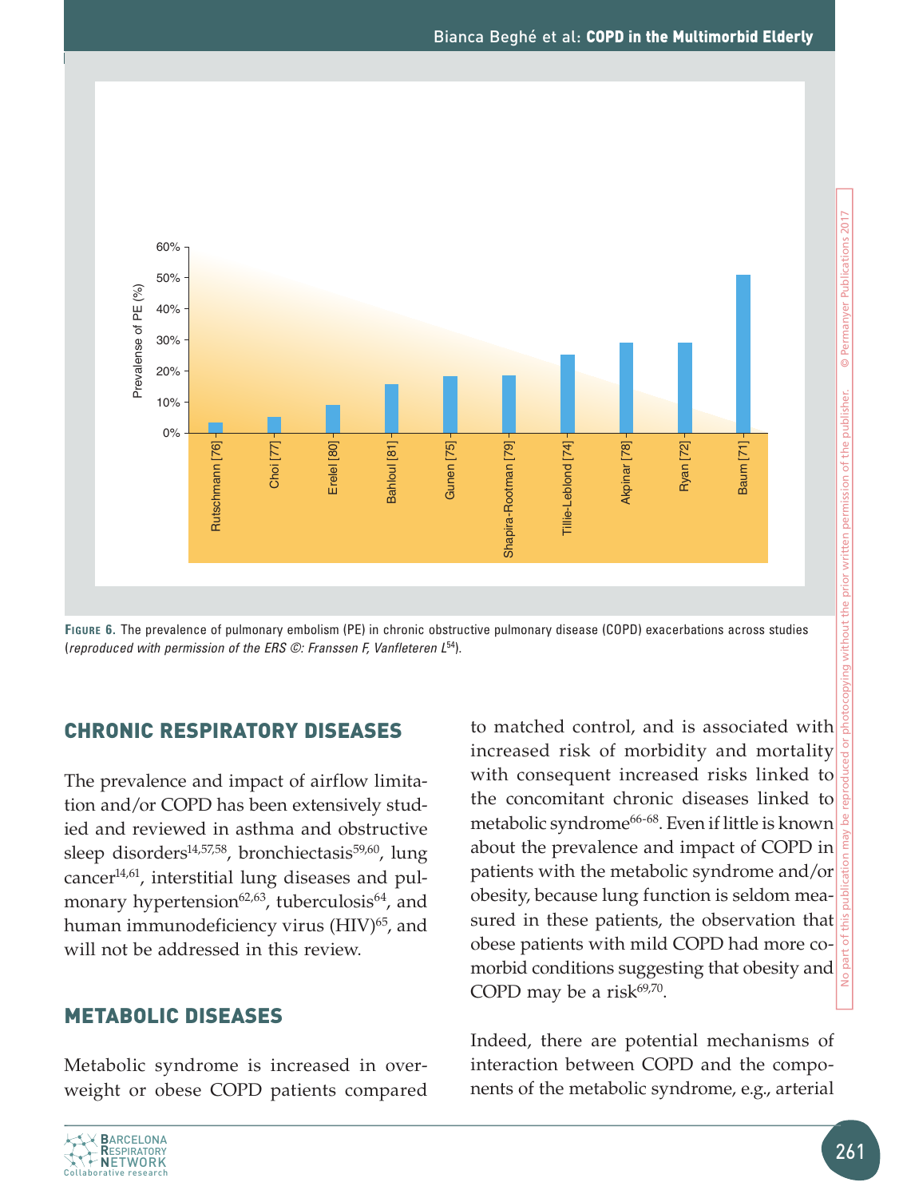**FIGURE 6.** The prevalence of pulmonary embolism (PE) in chronic obstructive pulmonary disease (COPD) exacerbations across studies (*reproduced with permission of the ERS ©: Franssen F, Vanfleteren L*[54]).

## CHRONIC RESPIRATORY DISEASES

The prevalence and impact of airflow limitation and/or COPD has been extensively studied and reviewed in asthma and obstructive sleep disorders[14,57,58], bronchiectasis[59,60], lung cancer[14,61], interstitial lung diseases and pulmonary hypertension[62,63], tuberculosis[64], and human immunodeficiency virus (HIV)[65], and will not be addressed in this review.

## METABOLIC DISEASES

Metabolic syndrome is increased in overweight or obese COPD patients compared to matched control, and is associated with increased risk of morbidity and mortality with consequent increased risks linked to the concomitant chronic diseases linked to metabolic syndrome[66-68]. Even if little is known about the prevalence and impact of COPD in patients with the metabolic syndrome and/or obesity, because lung function is seldom measured in these patients, the observation that obese patients with mild COPD had more comorbid conditions suggesting that obesity and COPD may be a risk[69,70].

Indeed, there are potential mechanisms of interaction between COPD and the components of the metabolic syndrome, e.g., arterial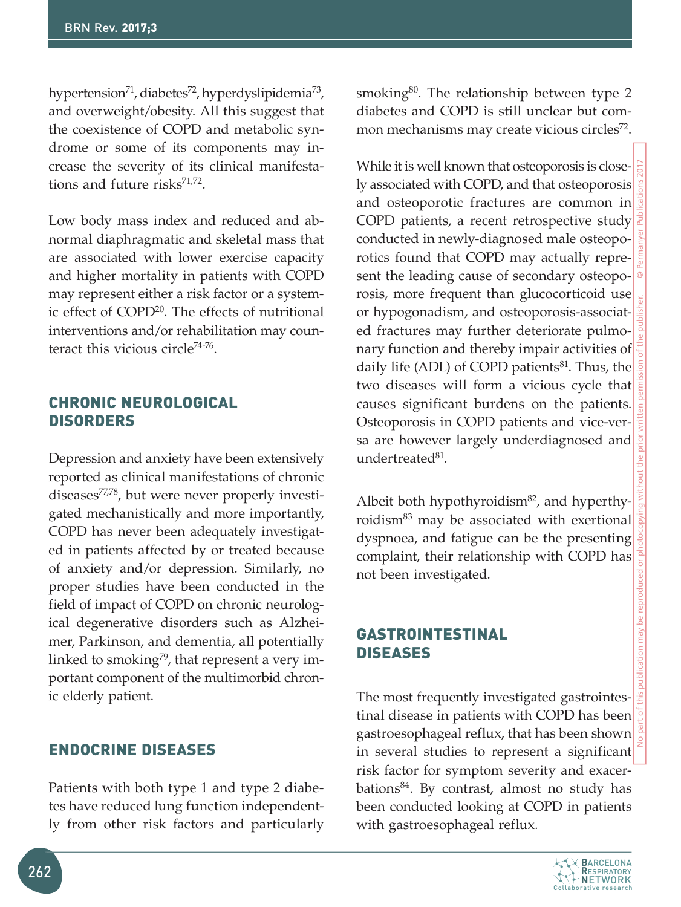hypertension[71], diabetes[72], hyperdyslipidemia[73], and overweight/obesity. All this suggest that the coexistence of COPD and metabolic syndrome or some of its components may increase the severity of its clinical manifestations and future risks[71,72].

Low body mass index and reduced and abnormal diaphragmatic and skeletal mass that are associated with lower exercise capacity and higher mortality in patients with COPD may represent either a risk factor or a systemic effect of COPD[20]. The effects of nutritional interventions and/or rehabilitation may counteract this vicious circle[74-76].

## CHRONIC NEUROLOGICAL DISORDERS

Depression and anxiety have been extensively reported as clinical manifestations of chronic diseases[77,78], but were never properly investigated mechanistically and more importantly, COPD has never been adequately investigated in patients affected by or treated because of anxiety and/or depression. Similarly, no proper studies have been conducted in the field of impact of COPD on chronic neurological degenerative disorders such as Alzheimer, Parkinson, and dementia, all potentially linked to smoking[79], that represent a very important component of the multimorbid chronic elderly patient.

## ENDOCRINE DISEASES

Patients with both type 1 and type 2 diabetes have reduced lung function independently from other risk factors and particularly smoking[80]. The relationship between type 2 diabetes and COPD is still unclear but common mechanisms may create vicious circles[72].

While it is well known that osteoporosis is closely associated with COPD, and that osteoporosis and osteoporotic fractures are common in COPD patients, a recent retrospective study conducted in newly-diagnosed male osteoporotics found that COPD may actually represent the leading cause of secondary osteoporosis, more frequent than glucocorticoid use or hypogonadism, and osteoporosis-associated fractures may further deteriorate pulmonary function and thereby impair activities of daily life (ADL) of COPD patients[81]. Thus, the two diseases will form a vicious cycle that causes significant burdens on the patients. Osteoporosis in COPD patients and vice-versa are however largely underdiagnosed and undertreated[81].

Albeit both hypothyroidism[82], and hyperthyroidism[83] may be associated with exertional dyspnoea, and fatigue can be the presenting complaint, their relationship with COPD has not been investigated.

## GASTROINTESTINAL DISEASES

The most frequently investigated gastrointestinal disease in patients with COPD has been gastroesophageal reflux, that has been shown in several studies to represent a significant risk factor for symptom severity and exacerbations[84]. By contrast, almost no study has been conducted looking at COPD in patients with gastroesophageal reflux.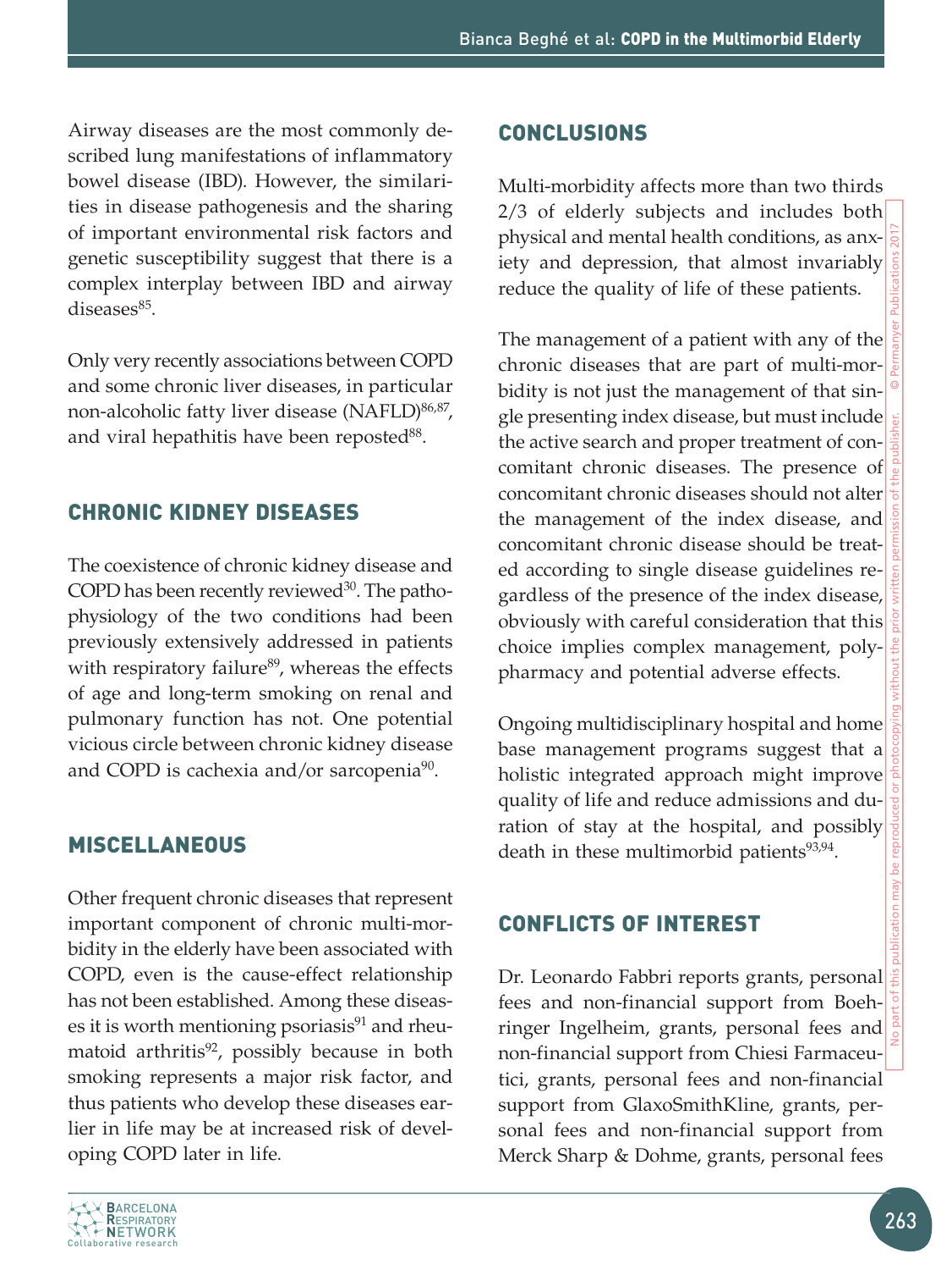Airway diseases are the most commonly described lung manifestations of inflammatory bowel disease (IBD). However, the similarities in disease pathogenesis and the sharing of important environmental risk factors and genetic susceptibility suggest that there is a complex interplay between IBD and airway diseases[85].

Only very recently associations between COPD and some chronic liver diseases, in particular non-alcoholic fatty liver disease (NAFLD)[86,87], and viral hepathitis have been reposted[88].

## CHRONIC KIDNEY DISEASES

The coexistence of chronic kidney disease and COPD has been recently reviewed[30]. The pathophysiology of the two conditions had been previously extensively addressed in patients with respiratory failure[89], whereas the effects of age and long-term smoking on renal and pulmonary function has not. One potential vicious circle between chronic kidney disease and COPD is cachexia and/or sarcopenia[90].

## MISCELLANEOUS

Other frequent chronic diseases that represent important component of chronic multi-morbidity in the elderly have been associated with COPD, even is the cause-effect relationship has not been established. Among these diseases it is worth mentioning psoriasis[91] and rheumatoid arthritis[92], possibly because in both smoking represents a major risk factor, and thus patients who develop these diseases earlier in life may be at increased risk of developing COPD later in life.

## CONCLUSIONS

Multi-morbidity affects more than two thirds 2/3 of elderly subjects and includes both physical and mental health conditions, as anxiety and depression, that almost invariably reduce the quality of life of these patients.

The management of a patient with any of the chronic diseases that are part of multi-morbidity is not just the management of that single presenting index disease, but must include the active search and proper treatment of concomitant chronic diseases. The presence of concomitant chronic diseases should not alter the management of the index disease, and concomitant chronic disease should be treated according to single disease guidelines regardless of the presence of the index disease, obviously with careful consideration that this choice implies complex management, polypharmacy and potential adverse effects.

Ongoing multidisciplinary hospital and home base management programs suggest that a holistic integrated approach might improve quality of life and reduce admissions and duration of stay at the hospital, and possibly death in these multimorbid patients[93,94].

## CONFLICTS OF INTEREST

Dr. Leonardo Fabbri reports grants, personal fees and non-financial support from Boehringer Ingelheim, grants, personal fees and non-financial support from Chiesi Farmaceutici, grants, personal fees and non-financial support from GlaxoSmithKline, grants, personal fees and non-financial support from Merck Sharp & Dohme, grants, personal fees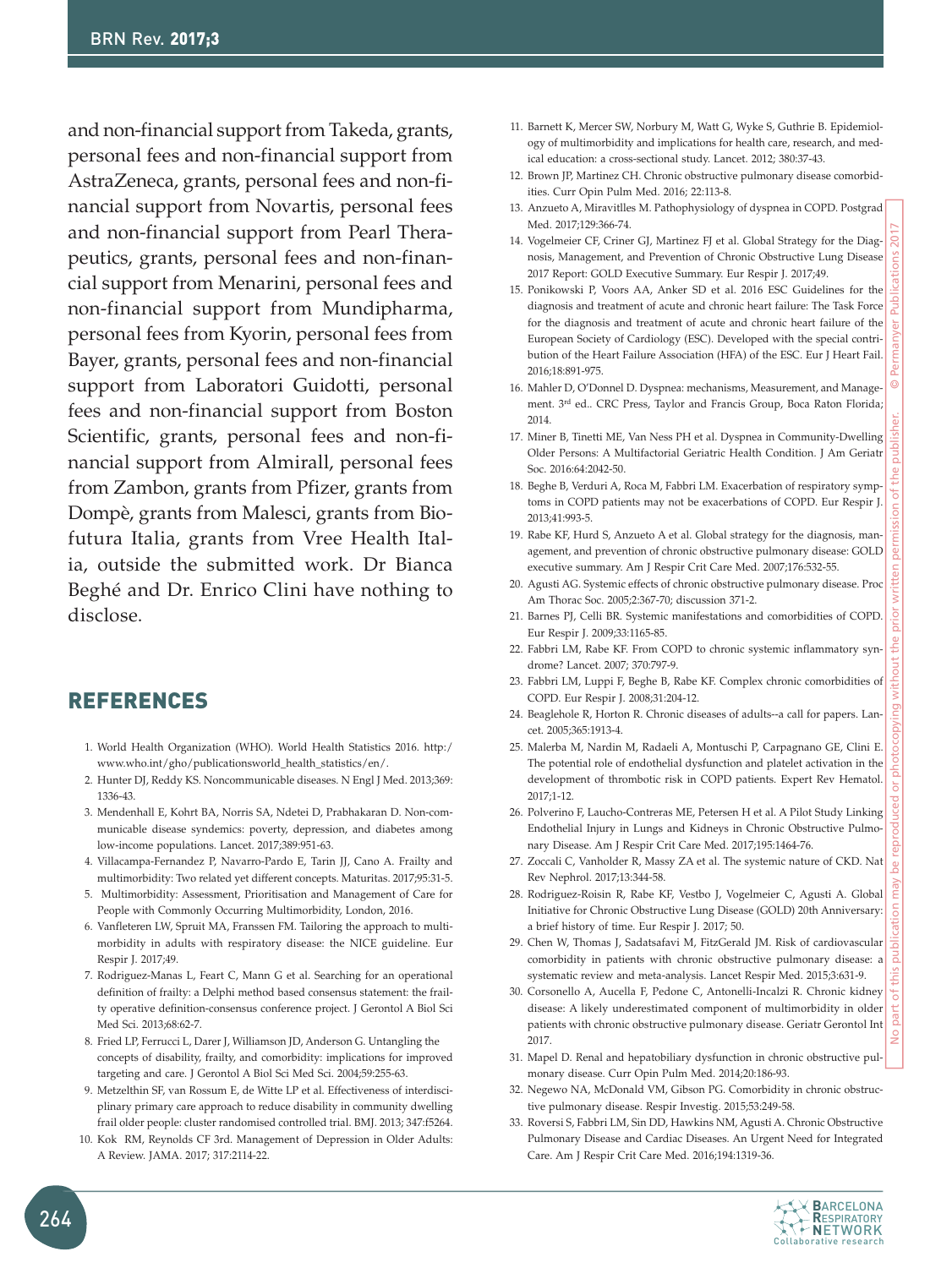and non-financial support from Takeda, grants, personal fees and non-financial support from AstraZeneca, grants, personal fees and non-financial support from Novartis, personal fees and non-financial support from Pearl Therapeutics, grants, personal fees and non-financial support from Menarini, personal fees and non-financial support from Mundipharma, personal fees from Kyorin, personal fees from Bayer, grants, personal fees and non-financial support from Laboratori Guidotti, personal fees and non-financial support from Boston Scientific, grants, personal fees and non-financial support from Almirall, personal fees from Zambon, grants from Pfizer, grants from Dompè, grants from Malesci, grants from Biofutura Italia, grants from Vree Health Italia, outside the submitted work. Dr Bianca Beghé and Dr. Enrico Clini have nothing to disclose.

## REFERENCES

1. World Health Organization (WHO). World Health Statistics 2016. http://www.who.int/gho/publicationsworld_health_statistics/en/.
2. Hunter DJ, Reddy KS. Noncommunicable diseases. N Engl J Med. 2013;369:1336-43.
3. Mendenhall E, Kohrt BA, Norris SA, Ndetei D, Prabhakaran D. Non-communicable disease syndemics: poverty, depression, and diabetes among low-income populations. Lancet. 2017;389:951-63.
4. Villacampa-Fernandez P, Navarro-Pardo E, Tarin JJ, Cano A. Frailty and multimorbidity: Two related yet different concepts. Maturitas. 2017;95:31-5.
5. Multimorbidity: Assessment, Prioritisation and Management of Care for People with Commonly Occurring Multimorbidity, London, 2016.
6. Vanfleteren LW, Spruit MA, Franssen FM. Tailoring the approach to multimorbidity in adults with respiratory disease: the NICE guideline. Eur Respir J. 2017;49.
7. Rodriguez-Manas L, Feart C, Mann G et al. Searching for an operational definition of frailty: a Delphi method based consensus statement: the frailty operative definition-consensus conference project. J Gerontol A Biol Sci Med Sci. 2013;68:62-7.
8. Fried LP, Ferrucci L, Darer J, Williamson JD, Anderson G. Untangling the concepts of disability, frailty, and comorbidity: implications for improved targeting and care. J Gerontol A Biol Sci Med Sci. 2004;59:255-63.
9. Metzelthin SF, van Rossum E, de Witte LP et al. Effectiveness of interdisciplinary primary care approach to reduce disability in community dwelling frail older people: cluster randomised controlled trial. BMJ. 2013; 347:f5264.
10. Kok RM, Reynolds CF 3rd. Management of Depression in Older Adults: A Review. JAMA. 2017; 317:2114-22.
11. Barnett K, Mercer SW, Norbury M, Watt G, Wyke S, Guthrie B. Epidemiology of multimorbidity and implications for health care, research, and medical education: a cross-sectional study. Lancet. 2012; 380:37-43.
12. Brown JP, Martinez CH. Chronic obstructive pulmonary disease comorbidities. Curr Opin Pulm Med. 2016; 22:113-8.
13. Anzueto A, Miravitlles M. Pathophysiology of dyspnea in COPD. Postgrad Med. 2017;129:366-74.
14. Vogelmeier CF, Criner GJ, Martinez FJ et al. Global Strategy for the Diagnosis, Management, and Prevention of Chronic Obstructive Lung Disease 2017 Report: GOLD Executive Summary. Eur Respir J. 2017;49.
15. Ponikowski P, Voors AA, Anker SD et al. 2016 ESC Guidelines for the diagnosis and treatment of acute and chronic heart failure: The Task Force for the diagnosis and treatment of acute and chronic heart failure of the European Society of Cardiology (ESC). Developed with the special contribution of the Heart Failure Association (HFA) of the ESC. Eur J Heart Fail. 2016;18:891-975.
16. Mahler D, O'Donnel D. Dyspnea: mechanisms, Measurement, and Management. 3rd ed.. CRC Press, Taylor and Francis Group, Boca Raton Florida; 2014.
17. Miner B, Tinetti ME, Van Ness PH et al. Dyspnea in Community-Dwelling Older Persons: A Multifactorial Geriatric Health Condition. J Am Geriatr Soc. 2016:64:2042-50.
18. Beghe B, Verduri A, Roca M, Fabbri LM. Exacerbation of respiratory symptoms in COPD patients may not be exacerbations of COPD. Eur Respir J. 2013;41:993-5.
19. Rabe KF, Hurd S, Anzueto A et al. Global strategy for the diagnosis, management, and prevention of chronic obstructive pulmonary disease: GOLD executive summary. Am J Respir Crit Care Med. 2007;176:532-55.
20. Agusti AG. Systemic effects of chronic obstructive pulmonary disease. Proc Am Thorac Soc. 2005;2:367-70; discussion 371-2.
21. Barnes PJ, Celli BR. Systemic manifestations and comorbidities of COPD. Eur Respir J. 2009;33:1165-85.
22. Fabbri LM, Rabe KF. From COPD to chronic systemic inflammatory syndrome? Lancet. 2007; 370:797-9.
23. Fabbri LM, Luppi F, Beghe B, Rabe KF. Complex chronic comorbidities of COPD. Eur Respir J. 2008;31:204-12.
24. Beaglehole R, Horton R. Chronic diseases of adults--a call for papers. Lancet. 2005;365:1913-4.
25. Malerba M, Nardin M, Radaeli A, Montuschi P, Carpagnano GE, Clini E. The potential role of endothelial dysfunction and platelet activation in the development of thrombotic risk in COPD patients. Expert Rev Hematol. 2017;1-12.
26. Polverino F, Laucho-Contreras ME, Petersen H et al. A Pilot Study Linking Endothelial Injury in Lungs and Kidneys in Chronic Obstructive Pulmonary Disease. Am J Respir Crit Care Med. 2017;195:1464-76.
27. Zoccali C, Vanholder R, Massy ZA et al. The systemic nature of CKD. Nat Rev Nephrol. 2017;13:344-58.
28. Rodriguez-Roisin R, Rabe KF, Vestbo J, Vogelmeier C, Agusti A. Global Initiative for Chronic Obstructive Lung Disease (GOLD) 20th Anniversary: a brief history of time. Eur Respir J. 2017; 50.
29. Chen W, Thomas J, Sadatsafavi M, FitzGerald JM. Risk of cardiovascular comorbidity in patients with chronic obstructive pulmonary disease: a systematic review and meta-analysis. Lancet Respir Med. 2015;3:631-9.
30. Corsonello A, Aucella F, Pedone C, Antonelli-Incalzi R. Chronic kidney disease: A likely underestimated component of multimorbidity in older patients with chronic obstructive pulmonary disease. Geriatr Gerontol Int 2017.
31. Mapel D. Renal and hepatobiliary dysfunction in chronic obstructive pulmonary disease. Curr Opin Pulm Med. 2014;20:186-93.
32. Negewo NA, McDonald VM, Gibson PG. Comorbidity in chronic obstructive pulmonary disease. Respir Investig. 2015;53:249-58.
33. Roversi S, Fabbri LM, Sin DD, Hawkins NM, Agusti A. Chronic Obstructive Pulmonary Disease and Cardiac Diseases. An Urgent Need for Integrated Care. Am J Respir Crit Care Med. 2016;194:1319-36.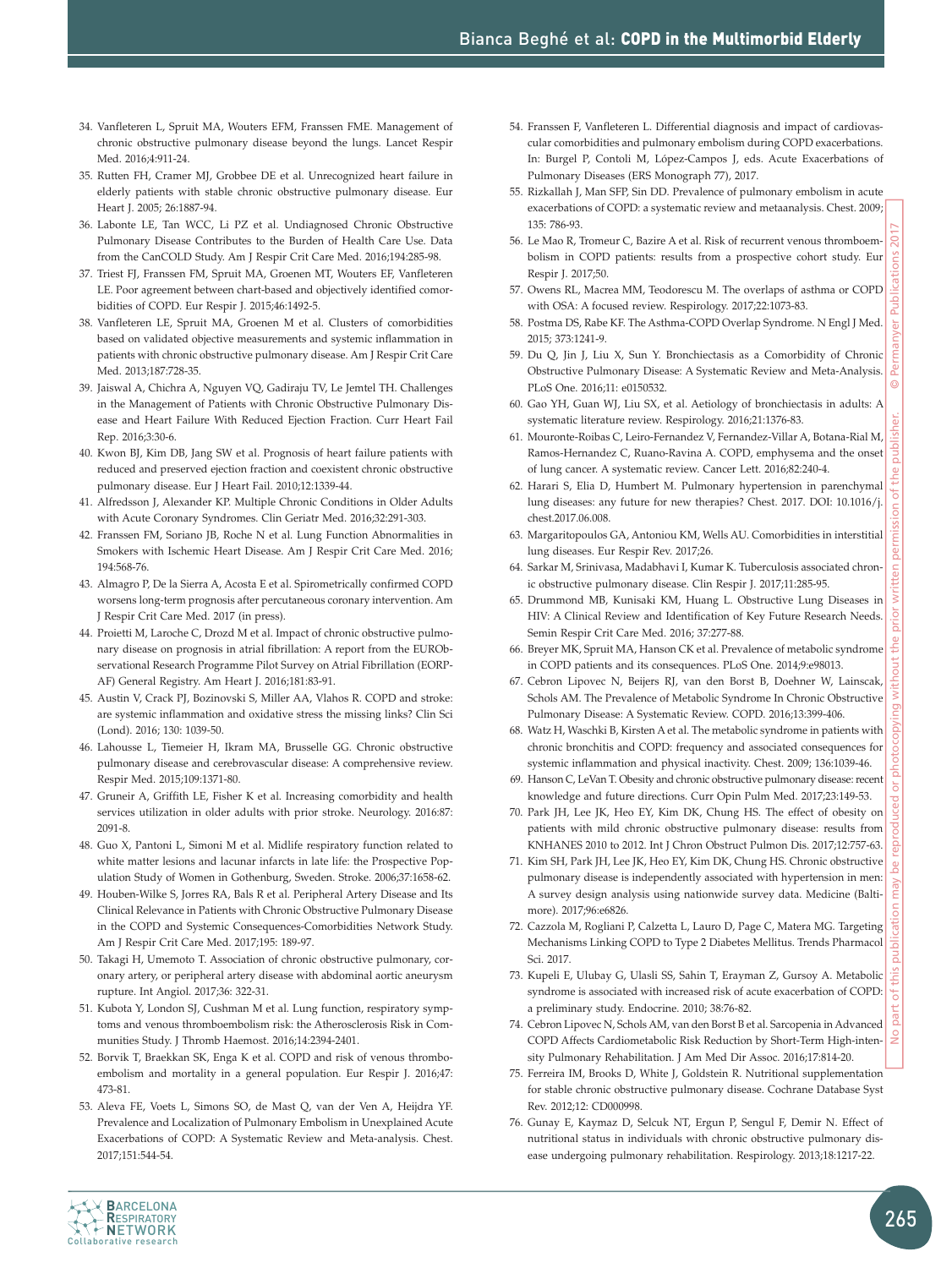34. Vanfleteren L, Spruit MA, Wouters EFM, Franssen FME. Management of chronic obstructive pulmonary disease beyond the lungs. Lancet Respir Med. 2016;4:911-24.
35. Rutten FH, Cramer MJ, Grobbee DE et al. Unrecognized heart failure in elderly patients with stable chronic obstructive pulmonary disease. Eur Heart J. 2005; 26:1887-94.
36. Labonte LE, Tan WCC, Li PZ et al. Undiagnosed Chronic Obstructive Pulmonary Disease Contributes to the Burden of Health Care Use. Data from the CanCOLD Study. Am J Respir Crit Care Med. 2016;194:285-98.
37. Triest FJ, Franssen FM, Spruit MA, Groenen MT, Wouters EF, Vanfleteren LE. Poor agreement between chart-based and objectively identified comorbidities of COPD. Eur Respir J. 2015;46:1492-5.
38. Vanfleteren LE, Spruit MA, Groenen M et al. Clusters of comorbidities based on validated objective measurements and systemic inflammation in patients with chronic obstructive pulmonary disease. Am J Respir Crit Care Med. 2013;187:728-35.
39. Jaiswal A, Chichra A, Nguyen VQ, Gadiraju TV, Le Jemtel TH. Challenges in the Management of Patients with Chronic Obstructive Pulmonary Disease and Heart Failure With Reduced Ejection Fraction. Curr Heart Fail Rep. 2016;3:30-6.
40. Kwon BJ, Kim DB, Jang SW et al. Prognosis of heart failure patients with reduced and preserved ejection fraction and coexistent chronic obstructive pulmonary disease. Eur J Heart Fail. 2010;12:1339-44.
41. Alfredsson J, Alexander KP. Multiple Chronic Conditions in Older Adults with Acute Coronary Syndromes. Clin Geriatr Med. 2016;32:291-303.
42. Franssen FM, Soriano JB, Roche N et al. Lung Function Abnormalities in Smokers with Ischemic Heart Disease. Am J Respir Crit Care Med. 2016; 194:568-76.
43. Almagro P, De la Sierra A, Acosta E et al. Spirometrically confirmed COPD worsens long-term prognosis after percutaneous coronary intervention. Am J Respir Crit Care Med. 2017 (in press).
44. Proietti M, Laroche C, Drozd M et al. Impact of chronic obstructive pulmonary disease on prognosis in atrial fibrillation: A report from the EURObservational Research Programme Pilot Survey on Atrial Fibrillation (EORP-AF) General Registry. Am Heart J. 2016;181:83-91.
45. Austin V, Crack PJ, Bozinovski S, Miller AA, Vlahos R. COPD and stroke: are systemic inflammation and oxidative stress the missing links? Clin Sci (Lond). 2016; 130: 1039-50.
46. Lahousse L, Tiemeier H, Ikram MA, Brusselle GG. Chronic obstructive pulmonary disease and cerebrovascular disease: A comprehensive review. Respir Med. 2015;109:1371-80.
47. Gruneir A, Griffith LE, Fisher K et al. Increasing comorbidity and health services utilization in older adults with prior stroke. Neurology. 2016:87: 2091-8.
48. Guo X, Pantoni L, Simoni M et al. Midlife respiratory function related to white matter lesions and lacunar infarcts in late life: the Prospective Population Study of Women in Gothenburg, Sweden. Stroke. 2006;37:1658-62.
49. Houben-Wilke S, Jorres RA, Bals R et al. Peripheral Artery Disease and Its Clinical Relevance in Patients with Chronic Obstructive Pulmonary Disease in the COPD and Systemic Consequences-Comorbidities Network Study. Am J Respir Crit Care Med. 2017;195: 189-97.
50. Takagi H, Umemoto T. Association of chronic obstructive pulmonary, coronary artery, or peripheral artery disease with abdominal aortic aneurysm rupture. Int Angiol. 2017;36: 322-31.
51. Kubota Y, London SJ, Cushman M et al. Lung function, respiratory symptoms and venous thromboembolism risk: the Atherosclerosis Risk in Communities Study. J Thromb Haemost. 2016;14:2394-2401.
52. Borvik T, Braekkan SK, Enga K et al. COPD and risk of venous thromboembolism and mortality in a general population. Eur Respir J. 2016;47: 473-81.
53. Aleva FE, Voets L, Simons SO, de Mast Q, van der Ven A, Heijdra YF. Prevalence and Localization of Pulmonary Embolism in Unexplained Acute Exacerbations of COPD: A Systematic Review and Meta-analysis. Chest. 2017;151:544-54.
54. Franssen F, Vanfleteren L. Differential diagnosis and impact of cardiovascular comorbidities and pulmonary embolism during COPD exacerbations. In: Burgel P, Contoli M, López-Campos J, eds. Acute Exacerbations of Pulmonary Diseases (ERS Monograph 77), 2017.
55. Rizkallah J, Man SFP, Sin DD. Prevalence of pulmonary embolism in acute exacerbations of COPD: a systematic review and metaanalysis. Chest. 2009; 135: 786-93.
56. Le Mao R, Tromeur C, Bazire A et al. Risk of recurrent venous thromboembolism in COPD patients: results from a prospective cohort study. Eur Respir J. 2017;50.
57. Owens RL, Macrea MM, Teodorescu M. The overlaps of asthma or COPD with OSA: A focused review. Respirology. 2017;22:1073-83.
58. Postma DS, Rabe KF. The Asthma-COPD Overlap Syndrome. N Engl J Med. 2015; 373:1241-9.
59. Du Q, Jin J, Liu X, Sun Y. Bronchiectasis as a Comorbidity of Chronic Obstructive Pulmonary Disease: A Systematic Review and Meta-Analysis. PLoS One. 2016;11: e0150532.
60. Gao YH, Guan WJ, Liu SX, et al. Aetiology of bronchiectasis in adults: A systematic literature review. Respirology. 2016;21:1376-83.
61. Mouronte-Roibas C, Leiro-Fernandez V, Fernandez-Villar A, Botana-Rial M, Ramos-Hernandez C, Ruano-Ravina A. COPD, emphysema and the onset of lung cancer. A systematic review. Cancer Lett. 2016;82:240-4.
62. Harari S, Elia D, Humbert M. Pulmonary hypertension in parenchymal lung diseases: any future for new therapies? Chest. 2017. DOI: 10.1016/j.chest.2017.06.008.
63. Margaritopoulos GA, Antoniou KM, Wells AU. Comorbidities in interstitial lung diseases. Eur Respir Rev. 2017;26.
64. Sarkar M, Srinivasa, Madabhavi I, Kumar K. Tuberculosis associated chronic obstructive pulmonary disease. Clin Respir J. 2017;11:285-95.
65. Drummond MB, Kunisaki KM, Huang L. Obstructive Lung Diseases in HIV: A Clinical Review and Identification of Key Future Research Needs. Semin Respir Crit Care Med. 2016; 37:277-88.
66. Breyer MK, Spruit MA, Hanson CK et al. Prevalence of metabolic syndrome in COPD patients and its consequences. PLoS One. 2014;9:e98013.
67. Cebron Lipovec N, Beijers RJ, van den Borst B, Doehner W, Lainscak, Schols AM. The Prevalence of Metabolic Syndrome In Chronic Obstructive Pulmonary Disease: A Systematic Review. COPD. 2016;13:399-406.
68. Watz H, Waschki B, Kirsten A et al. The metabolic syndrome in patients with chronic bronchitis and COPD: frequency and associated consequences for systemic inflammation and physical inactivity. Chest. 2009; 136:1039-46.
69. Hanson C, LeVan T. Obesity and chronic obstructive pulmonary disease: recent knowledge and future directions. Curr Opin Pulm Med. 2017;23:149-53.
70. Park JH, Lee JK, Heo EY, Kim DK, Chung HS. The effect of obesity on patients with mild chronic obstructive pulmonary disease: results from KNHANES 2010 to 2012. Int J Chron Obstruct Pulmon Dis. 2017;12:757-63.
71. Kim SH, Park JH, Lee JK, Heo EY, Kim DK, Chung HS. Chronic obstructive pulmonary disease is independently associated with hypertension in men: A survey design analysis using nationwide survey data. Medicine (Baltimore). 2017;96:e6826.
72. Cazzola M, Rogliani P, Calzetta L, Lauro D, Page C, Matera MG. Targeting Mechanisms Linking COPD to Type 2 Diabetes Mellitus. Trends Pharmacol Sci. 2017.
73. Kupeli E, Ulubay G, Ulasli SS, Sahin T, Erayman Z, Gursoy A. Metabolic syndrome is associated with increased risk of acute exacerbation of COPD: a preliminary study. Endocrine. 2010; 38:76-82.
74. Cebron Lipovec N, Schols AM, van den Borst B et al. Sarcopenia in Advanced COPD Affects Cardiometabolic Risk Reduction by Short-Term High-intensity Pulmonary Rehabilitation. J Am Med Dir Assoc. 2016;17:814-20.
75. Ferreira IM, Brooks D, White J, Goldstein R. Nutritional supplementation for stable chronic obstructive pulmonary disease. Cochrane Database Syst Rev. 2012;12: CD000998.
76. Gunay E, Kaymaz D, Selcuk NT, Ergun P, Sengul F, Demir N. Effect of nutritional status in individuals with chronic obstructive pulmonary disease undergoing pulmonary rehabilitation. Respirology. 2013;18:1217-22.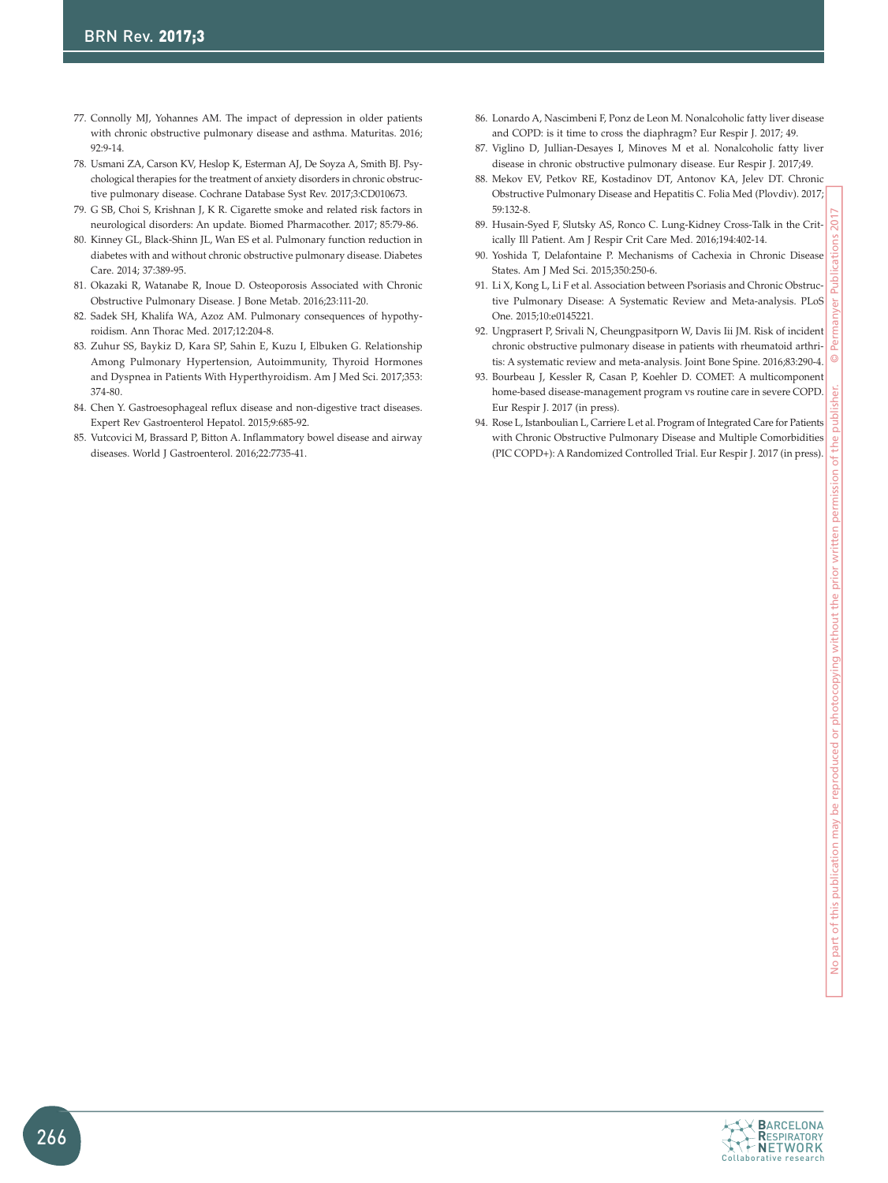77. Connolly MJ, Yohannes AM. The impact of depression in older patients with chronic obstructive pulmonary disease and asthma. Maturitas. 2016; 92:9-14.
78. Usmani ZA, Carson KV, Heslop K, Esterman AJ, De Soyza A, Smith BJ. Psychological therapies for the treatment of anxiety disorders in chronic obstructive pulmonary disease. Cochrane Database Syst Rev. 2017;3:CD010673.
79. G SB, Choi S, Krishnan J, K R. Cigarette smoke and related risk factors in neurological disorders: An update. Biomed Pharmacother. 2017; 85:79-86.
80. Kinney GL, Black-Shinn JL, Wan ES et al. Pulmonary function reduction in diabetes with and without chronic obstructive pulmonary disease. Diabetes Care. 2014; 37:389-95.
81. Okazaki R, Watanabe R, Inoue D. Osteoporosis Associated with Chronic Obstructive Pulmonary Disease. J Bone Metab. 2016;23:111-20.
82. Sadek SH, Khalifa WA, Azoz AM. Pulmonary consequences of hypothyroidism. Ann Thorac Med. 2017;12:204-8.
83. Zuhur SS, Baykiz D, Kara SP, Sahin E, Kuzu I, Elbuken G. Relationship Among Pulmonary Hypertension, Autoimmunity, Thyroid Hormones and Dyspnea in Patients With Hyperthyroidism. Am J Med Sci. 2017;353: 374-80.
84. Chen Y. Gastroesophageal reflux disease and non-digestive tract diseases. Expert Rev Gastroenterol Hepatol. 2015;9:685-92.
85. Vutcovici M, Brassard P, Bitton A. Inflammatory bowel disease and airway diseases. World J Gastroenterol. 2016;22:7735-41.
86. Lonardo A, Nascimbeni F, Ponz de Leon M. Nonalcoholic fatty liver disease and COPD: is it time to cross the diaphragm? Eur Respir J. 2017; 49.
87. Viglino D, Jullian-Desayes I, Minoves M et al. Nonalcoholic fatty liver disease in chronic obstructive pulmonary disease. Eur Respir J. 2017;49.
88. Mekov EV, Petkov RE, Kostadinov DT, Antonov KA, Jelev DT. Chronic Obstructive Pulmonary Disease and Hepatitis C. Folia Med (Plovdiv). 2017; 59:132-8.
89. Husain-Syed F, Slutsky AS, Ronco C. Lung-Kidney Cross-Talk in the Critically Ill Patient. Am J Respir Crit Care Med. 2016;194:402-14.
90. Yoshida T, Delafontaine P. Mechanisms of Cachexia in Chronic Disease States. Am J Med Sci. 2015;350:250-6.
91. Li X, Kong L, Li F et al. Association between Psoriasis and Chronic Obstructive Pulmonary Disease: A Systematic Review and Meta-analysis. PLoS One. 2015;10:e0145221.
92. Ungprasert P, Srivali N, Cheungpasitporn W, Davis Iii JM. Risk of incident chronic obstructive pulmonary disease in patients with rheumatoid arthritis: A systematic review and meta-analysis. Joint Bone Spine. 2016;83:290-4.
93. Bourbeau J, Kessler R, Casan P, Koehler D. COMET: A multicomponent home-based disease-management program vs routine care in severe COPD. Eur Respir J. 2017 (in press).
94. Rose L, Istanboulian L, Carriere L et al. Program of Integrated Care for Patients with Chronic Obstructive Pulmonary Disease and Multiple Comorbidities (PIC COPD+): A Randomized Controlled Trial. Eur Respir J. 2017 (in press).